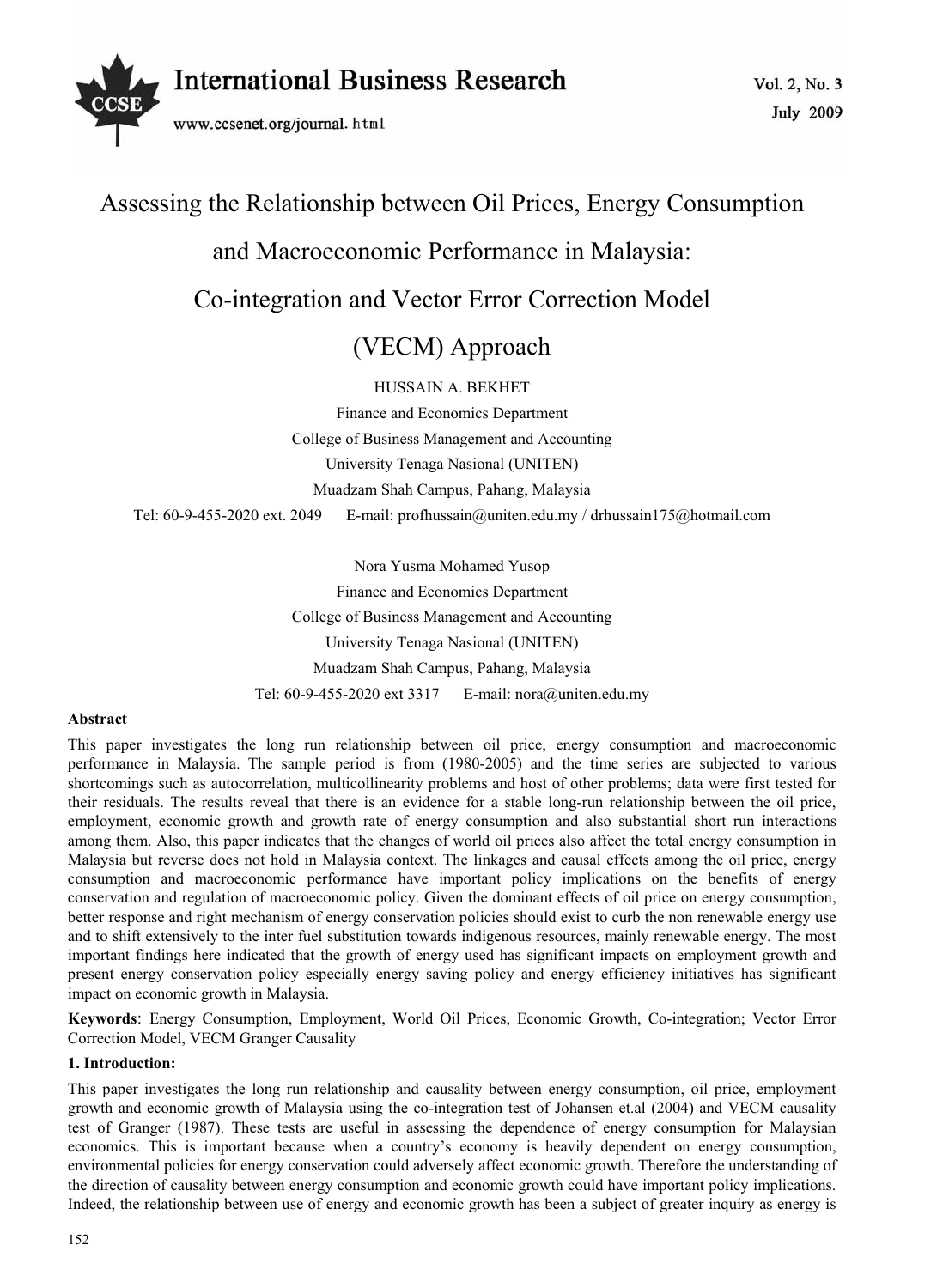# Assessing the Relationship between Oil Prices, Energy Consumption and Macroeconomic Performance in Malaysia: Co-integration and Vector Error Correction Model (VECM) Approach

HUSSAIN A. BEKHET

Finance and Economics Department

College of Business Management and Accounting

University Tenaga Nasional (UNITEN)

Muadzam Shah Campus, Pahang, Malaysia

Tel: 60-9-455-2020 ext. 2049 E-mail: profhussain@uniten.edu.my / drhussain175@hotmail.com

Nora Yusma Mohamed Yusop

Finance and Economics Department

College of Business Management and Accounting

University Tenaga Nasional (UNITEN)

Muadzam Shah Campus, Pahang, Malaysia

Tel: 60-9-455-2020 ext 3317 E-mail: nora@uniten.edu.my

**Abstract**

This paper investigates the long run relationship between oil price, energy consumption and macroeconomic performance in Malaysia. The sample period is from (1980-2005) and the time series are subjected to various shortcomings such as autocorrelation, multicollinearity problems and host of other problems; data were first tested for their residuals. The results reveal that there is an evidence for a stable long-run relationship between the oil price, employment, economic growth and growth rate of energy consumption and also substantial short run interactions among them. Also, this paper indicates that the changes of world oil prices also affect the total energy consumption in Malaysia but reverse does not hold in Malaysia context. The linkages and causal effects among the oil price, energy consumption and macroeconomic performance have important policy implications on the benefits of energy conservation and regulation of macroeconomic policy. Given the dominant effects of oil price on energy consumption, better response and right mechanism of energy conservation policies should exist to curb the non renewable energy use and to shift extensively to the inter fuel substitution towards indigenous resources, mainly renewable energy. The most important findings here indicated that the growth of energy used has significant impacts on employment growth and present energy conservation policy especially energy saving policy and energy efficiency initiatives has significant impact on economic growth in Malaysia.

**Keywords**: Energy Consumption, Employment, World Oil Prices, Economic Growth, Co-integration; Vector Error Correction Model, VECM Granger Causality

## 1. Introduction:

This paper investigates the long run relationship and causality between energy consumption, oil price, employment growth and economic growth of Malaysia using the co-integration test of Johansen et.al (2004) and VECM causality test of Granger (1987). These tests are useful in assessing the dependence of energy consumption for Malaysian economics. This is important because when a country's economy is heavily dependent on energy consumption, environmental policies for energy conservation could adversely affect economic growth. Therefore the understanding of the direction of causality between energy consumption and economic growth could have important policy implications. Indeed, the relationship between use of energy and economic growth has been a subject of greater inquiry as energy is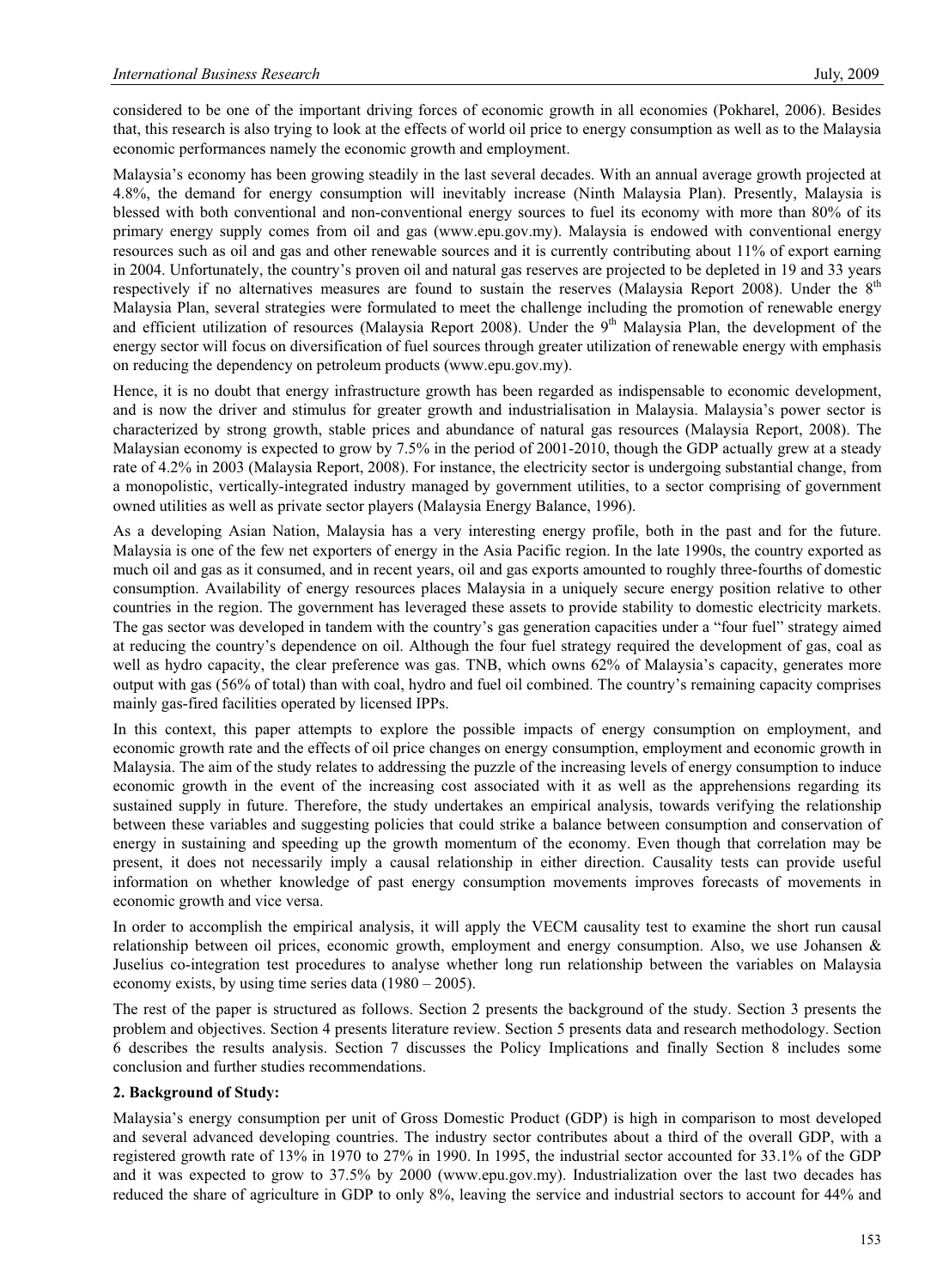considered to be one of the important driving forces of economic growth in all economies (Pokharel, 2006). Besides that, this research is also trying to look at the effects of world oil price to energy consumption as well as to the Malaysia economic performances namely the economic growth and employment.

Malaysia's economy has been growing steadily in the last several decades. With an annual average growth projected at 4.8%, the demand for energy consumption will inevitably increase (Ninth Malaysia Plan). Presently, Malaysia is blessed with both conventional and non-conventional energy sources to fuel its economy with more than 80% of its primary energy supply comes from oil and gas (www.epu.gov.my). Malaysia is endowed with conventional energy resources such as oil and gas and other renewable sources and it is currently contributing about 11% of export earning in 2004. Unfortunately, the country's proven oil and natural gas reserves are projected to be depleted in 19 and 33 years respectively if no alternatives measures are found to sustain the reserves (Malaysia Report 2008). Under the 8th Malaysia Plan, several strategies were formulated to meet the challenge including the promotion of renewable energy and efficient utilization of resources (Malaysia Report 2008). Under the 9th Malaysia Plan, the development of the energy sector will focus on diversification of fuel sources through greater utilization of renewable energy with emphasis on reducing the dependency on petroleum products (www.epu.gov.my).

Hence, it is no doubt that energy infrastructure growth has been regarded as indispensable to economic development, and is now the driver and stimulus for greater growth and industrialisation in Malaysia. Malaysia's power sector is characterized by strong growth, stable prices and abundance of natural gas resources (Malaysia Report, 2008). The Malaysian economy is expected to grow by 7.5% in the period of 2001-2010, though the GDP actually grew at a steady rate of 4.2% in 2003 (Malaysia Report, 2008). For instance, the electricity sector is undergoing substantial change, from a monopolistic, vertically-integrated industry managed by government utilities, to a sector comprising of government owned utilities as well as private sector players (Malaysia Energy Balance, 1996).

As a developing Asian Nation, Malaysia has a very interesting energy profile, both in the past and for the future. Malaysia is one of the few net exporters of energy in the Asia Pacific region. In the late 1990s, the country exported as much oil and gas as it consumed, and in recent years, oil and gas exports amounted to roughly three-fourths of domestic consumption. Availability of energy resources places Malaysia in a uniquely secure energy position relative to other countries in the region. The government has leveraged these assets to provide stability to domestic electricity markets. The gas sector was developed in tandem with the country's gas generation capacities under a "four fuel" strategy aimed at reducing the country's dependence on oil. Although the four fuel strategy required the development of gas, coal as well as hydro capacity, the clear preference was gas. TNB, which owns 62% of Malaysia's capacity, generates more output with gas (56% of total) than with coal, hydro and fuel oil combined. The country's remaining capacity comprises mainly gas-fired facilities operated by licensed IPPs.

In this context, this paper attempts to explore the possible impacts of energy consumption on employment, and economic growth rate and the effects of oil price changes on energy consumption, employment and economic growth in Malaysia. The aim of the study relates to addressing the puzzle of the increasing levels of energy consumption to induce economic growth in the event of the increasing cost associated with it as well as the apprehensions regarding its sustained supply in future. Therefore, the study undertakes an empirical analysis, towards verifying the relationship between these variables and suggesting policies that could strike a balance between consumption and conservation of energy in sustaining and speeding up the growth momentum of the economy. Even though that correlation may be present, it does not necessarily imply a causal relationship in either direction. Causality tests can provide useful information on whether knowledge of past energy consumption movements improves forecasts of movements in economic growth and vice versa.

In order to accomplish the empirical analysis, it will apply the VECM causality test to examine the short run causal relationship between oil prices, economic growth, employment and energy consumption. Also, we use Johansen & Juselius co-integration test procedures to analyse whether long run relationship between the variables on Malaysia economy exists, by using time series data (1980 – 2005).

The rest of the paper is structured as follows. Section 2 presents the background of the study. Section 3 presents the problem and objectives. Section 4 presents literature review. Section 5 presents data and research methodology. Section 6 describes the results analysis. Section 7 discusses the Policy Implications and finally Section 8 includes some conclusion and further studies recommendations.

## 2. Background of Study:

Malaysia's energy consumption per unit of Gross Domestic Product (GDP) is high in comparison to most developed and several advanced developing countries. The industry sector contributes about a third of the overall GDP, with a registered growth rate of 13% in 1970 to 27% in 1990. In 1995, the industrial sector accounted for 33.1% of the GDP and it was expected to grow to 37.5% by 2000 (www.epu.gov.my). Industrialization over the last two decades has reduced the share of agriculture in GDP to only 8%, leaving the service and industrial sectors to account for 44% and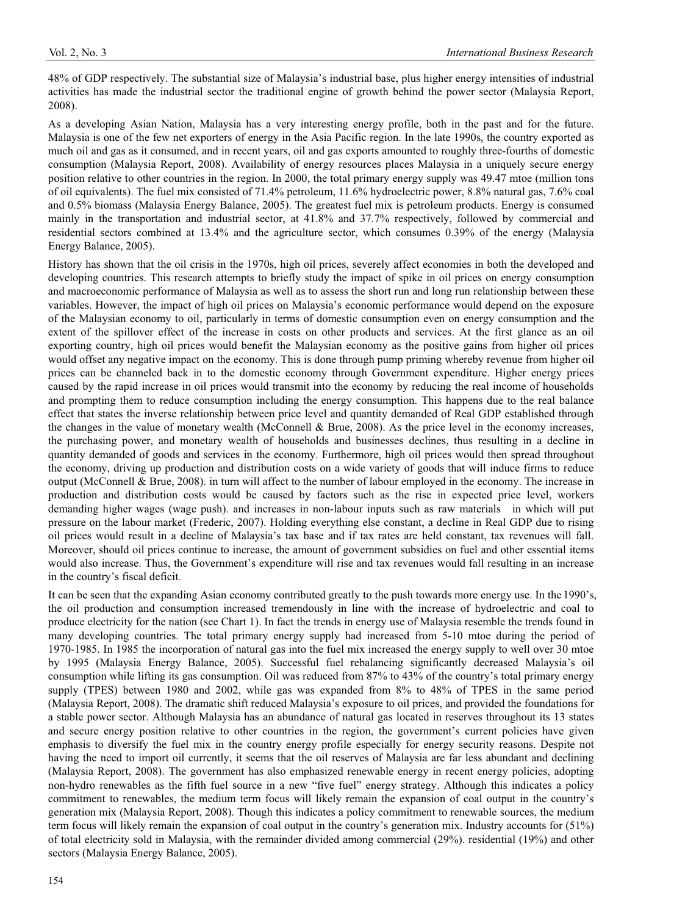48% of GDP respectively. The substantial size of Malaysia's industrial base, plus higher energy intensities of industrial activities has made the industrial sector the traditional engine of growth behind the power sector (Malaysia Report, 2008).

As a developing Asian Nation, Malaysia has a very interesting energy profile, both in the past and for the future. Malaysia is one of the few net exporters of energy in the Asia Pacific region. In the late 1990s, the country exported as much oil and gas as it consumed, and in recent years, oil and gas exports amounted to roughly three-fourths of domestic consumption (Malaysia Report, 2008). Availability of energy resources places Malaysia in a uniquely secure energy position relative to other countries in the region. In 2000, the total primary energy supply was 49.47 mtoe (million tons of oil equivalents). The fuel mix consisted of 71.4% petroleum, 11.6% hydroelectric power, 8.8% natural gas, 7.6% coal and 0.5% biomass (Malaysia Energy Balance, 2005). The greatest fuel mix is petroleum products. Energy is consumed mainly in the transportation and industrial sector, at 41.8% and 37.7% respectively, followed by commercial and residential sectors combined at 13.4% and the agriculture sector, which consumes 0.39% of the energy (Malaysia Energy Balance, 2005).

History has shown that the oil crisis in the 1970s, high oil prices, severely affect economies in both the developed and developing countries. This research attempts to briefly study the impact of spike in oil prices on energy consumption and macroeconomic performance of Malaysia as well as to assess the short run and long run relationship between these variables. However, the impact of high oil prices on Malaysia's economic performance would depend on the exposure of the Malaysian economy to oil, particularly in terms of domestic consumption even on energy consumption and the extent of the spillover effect of the increase in costs on other products and services. At the first glance as an oil exporting country, high oil prices would benefit the Malaysian economy as the positive gains from higher oil prices would offset any negative impact on the economy. This is done through pump priming whereby revenue from higher oil prices can be channeled back in to the domestic economy through Government expenditure. Higher energy prices caused by the rapid increase in oil prices would transmit into the economy by reducing the real income of households and prompting them to reduce consumption including the energy consumption. This happens due to the real balance effect that states the inverse relationship between price level and quantity demanded of Real GDP established through the changes in the value of monetary wealth (McConnell & Brue, 2008). As the price level in the economy increases, the purchasing power, and monetary wealth of households and businesses declines, thus resulting in a decline in quantity demanded of goods and services in the economy. Furthermore, high oil prices would then spread throughout the economy, driving up production and distribution costs on a wide variety of goods that will induce firms to reduce output (McConnell & Brue, 2008). in turn will affect to the number of labour employed in the economy. The increase in production and distribution costs would be caused by factors such as the rise in expected price level, workers demanding higher wages (wage push). and increases in non-labour inputs such as raw materials in which will put pressure on the labour market (Frederic, 2007). Holding everything else constant, a decline in Real GDP due to rising oil prices would result in a decline of Malaysia's tax base and if tax rates are held constant, tax revenues will fall. Moreover, should oil prices continue to increase, the amount of government subsidies on fuel and other essential items would also increase. Thus, the Government's expenditure will rise and tax revenues would fall resulting in an increase in the country's fiscal deficit.

It can be seen that the expanding Asian economy contributed greatly to the push towards more energy use. In the 1990's, the oil production and consumption increased tremendously in line with the increase of hydroelectric and coal to produce electricity for the nation (see Chart 1). In fact the trends in energy use of Malaysia resemble the trends found in many developing countries. The total primary energy supply had increased from 5-10 mtoe during the period of 1970-1985. In 1985 the incorporation of natural gas into the fuel mix increased the energy supply to well over 30 mtoe by 1995 (Malaysia Energy Balance, 2005). Successful fuel rebalancing significantly decreased Malaysia's oil consumption while lifting its gas consumption. Oil was reduced from 87% to 43% of the country's total primary energy supply (TPES) between 1980 and 2002, while gas was expanded from 8% to 48% of TPES in the same period (Malaysia Report, 2008). The dramatic shift reduced Malaysia's exposure to oil prices, and provided the foundations for a stable power sector. Although Malaysia has an abundance of natural gas located in reserves throughout its 13 states and secure energy position relative to other countries in the region, the government's current policies have given emphasis to diversify the fuel mix in the country energy profile especially for energy security reasons. Despite not having the need to import oil currently, it seems that the oil reserves of Malaysia are far less abundant and declining (Malaysia Report, 2008). The government has also emphasized renewable energy in recent energy policies, adopting non-hydro renewables as the fifth fuel source in a new "five fuel" energy strategy. Although this indicates a policy commitment to renewables, the medium term focus will likely remain the expansion of coal output in the country's generation mix (Malaysia Report, 2008). Though this indicates a policy commitment to renewable sources, the medium term focus will likely remain the expansion of coal output in the country's generation mix. Industry accounts for (51%) of total electricity sold in Malaysia, with the remainder divided among commercial (29%). residential (19%) and other sectors (Malaysia Energy Balance, 2005).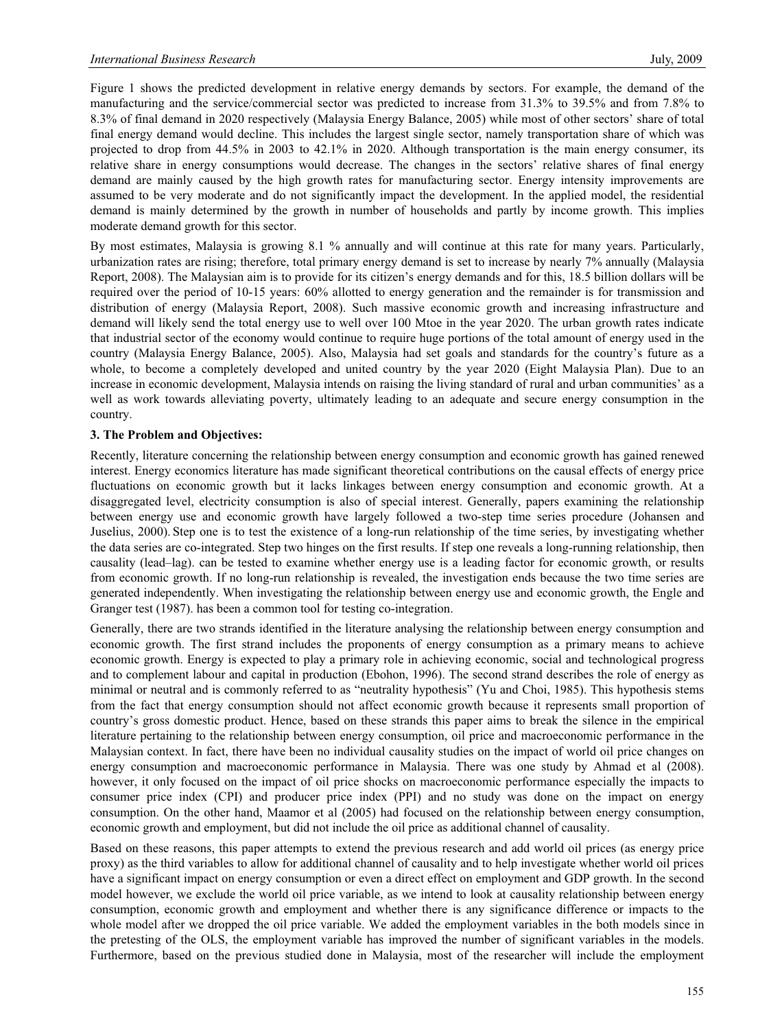Figure 1 shows the predicted development in relative energy demands by sectors. For example, the demand of the manufacturing and the service/commercial sector was predicted to increase from 31.3% to 39.5% and from 7.8% to 8.3% of final demand in 2020 respectively (Malaysia Energy Balance, 2005) while most of other sectors' share of total final energy demand would decline. This includes the largest single sector, namely transportation share of which was projected to drop from 44.5% in 2003 to 42.1% in 2020. Although transportation is the main energy consumer, its relative share in energy consumptions would decrease. The changes in the sectors' relative shares of final energy demand are mainly caused by the high growth rates for manufacturing sector. Energy intensity improvements are assumed to be very moderate and do not significantly impact the development. In the applied model, the residential demand is mainly determined by the growth in number of households and partly by income growth. This implies moderate demand growth for this sector.

By most estimates, Malaysia is growing 8.1 % annually and will continue at this rate for many years. Particularly, urbanization rates are rising; therefore, total primary energy demand is set to increase by nearly 7% annually (Malaysia Report, 2008). The Malaysian aim is to provide for its citizen's energy demands and for this, 18.5 billion dollars will be required over the period of 10-15 years: 60% allotted to energy generation and the remainder is for transmission and distribution of energy (Malaysia Report, 2008). Such massive economic growth and increasing infrastructure and demand will likely send the total energy use to well over 100 Mtoe in the year 2020. The urban growth rates indicate that industrial sector of the economy would continue to require huge portions of the total amount of energy used in the country (Malaysia Energy Balance, 2005). Also, Malaysia had set goals and standards for the country's future as a whole, to become a completely developed and united country by the year 2020 (Eight Malaysia Plan). Due to an increase in economic development, Malaysia intends on raising the living standard of rural and urban communities' as a well as work towards alleviating poverty, ultimately leading to an adequate and secure energy consumption in the country.

### 3. The Problem and Objectives:

Recently, literature concerning the relationship between energy consumption and economic growth has gained renewed interest. Energy economics literature has made significant theoretical contributions on the causal effects of energy price fluctuations on economic growth but it lacks linkages between energy consumption and economic growth. At a disaggregated level, electricity consumption is also of special interest. Generally, papers examining the relationship between energy use and economic growth have largely followed a two-step time series procedure (Johansen and Juselius, 2000). Step one is to test the existence of a long-run relationship of the time series, by investigating whether the data series are co-integrated. Step two hinges on the first results. If step one reveals a long-running relationship, then causality (lead–lag). can be tested to examine whether energy use is a leading factor for economic growth, or results from economic growth. If no long-run relationship is revealed, the investigation ends because the two time series are generated independently. When investigating the relationship between energy use and economic growth, the Engle and Granger test (1987). has been a common tool for testing co-integration.

Generally, there are two strands identified in the literature analysing the relationship between energy consumption and economic growth. The first strand includes the proponents of energy consumption as a primary means to achieve economic growth. Energy is expected to play a primary role in achieving economic, social and technological progress and to complement labour and capital in production (Ebohon, 1996). The second strand describes the role of energy as minimal or neutral and is commonly referred to as "neutrality hypothesis" (Yu and Choi, 1985). This hypothesis stems from the fact that energy consumption should not affect economic growth because it represents small proportion of country's gross domestic product. Hence, based on these strands this paper aims to break the silence in the empirical literature pertaining to the relationship between energy consumption, oil price and macroeconomic performance in the Malaysian context. In fact, there have been no individual causality studies on the impact of world oil price changes on energy consumption and macroeconomic performance in Malaysia. There was one study by Ahmad et al (2008). however, it only focused on the impact of oil price shocks on macroeconomic performance especially the impacts to consumer price index (CPI) and producer price index (PPI) and no study was done on the impact on energy consumption. On the other hand, Maamor et al (2005) had focused on the relationship between energy consumption, economic growth and employment, but did not include the oil price as additional channel of causality.

Based on these reasons, this paper attempts to extend the previous research and add world oil prices (as energy price proxy) as the third variables to allow for additional channel of causality and to help investigate whether world oil prices have a significant impact on energy consumption or even a direct effect on employment and GDP growth. In the second model however, we exclude the world oil price variable, as we intend to look at causality relationship between energy consumption, economic growth and employment and whether there is any significance difference or impacts to the whole model after we dropped the oil price variable. We added the employment variables in the both models since in the pretesting of the OLS, the employment variable has improved the number of significant variables in the models. Furthermore, based on the previous studied done in Malaysia, most of the researcher will include the employment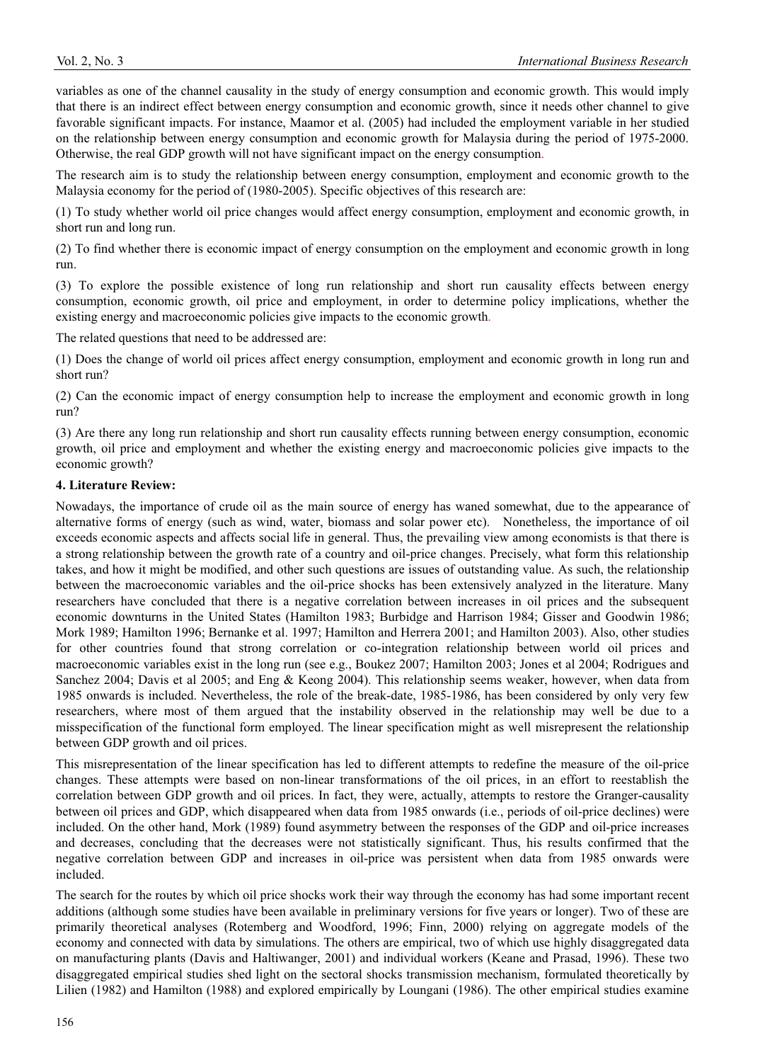variables as one of the channel causality in the study of energy consumption and economic growth. This would imply that there is an indirect effect between energy consumption and economic growth, since it needs other channel to give favorable significant impacts. For instance, Maamor et al. (2005) had included the employment variable in her studied on the relationship between energy consumption and economic growth for Malaysia during the period of 1975-2000. Otherwise, the real GDP growth will not have significant impact on the energy consumption.

The research aim is to study the relationship between energy consumption, employment and economic growth to the Malaysia economy for the period of (1980-2005). Specific objectives of this research are:

(1) To study whether world oil price changes would affect energy consumption, employment and economic growth, in short run and long run.

(2) To find whether there is economic impact of energy consumption on the employment and economic growth in long run.

(3) To explore the possible existence of long run relationship and short run causality effects between energy consumption, economic growth, oil price and employment, in order to determine policy implications, whether the existing energy and macroeconomic policies give impacts to the economic growth.

The related questions that need to be addressed are:

(1) Does the change of world oil prices affect energy consumption, employment and economic growth in long run and short run?

(2) Can the economic impact of energy consumption help to increase the employment and economic growth in long run?

(3) Are there any long run relationship and short run causality effects running between energy consumption, economic growth, oil price and employment and whether the existing energy and macroeconomic policies give impacts to the economic growth?

## 4. Literature Review:

Nowadays, the importance of crude oil as the main source of energy has waned somewhat, due to the appearance of alternative forms of energy (such as wind, water, biomass and solar power etc). Nonetheless, the importance of oil exceeds economic aspects and affects social life in general. Thus, the prevailing view among economists is that there is a strong relationship between the growth rate of a country and oil-price changes. Precisely, what form this relationship takes, and how it might be modified, and other such questions are issues of outstanding value. As such, the relationship between the macroeconomic variables and the oil-price shocks has been extensively analyzed in the literature. Many researchers have concluded that there is a negative correlation between increases in oil prices and the subsequent economic downturns in the United States (Hamilton 1983; Burbidge and Harrison 1984; Gisser and Goodwin 1986; Mork 1989; Hamilton 1996; Bernanke et al. 1997; Hamilton and Herrera 2001; and Hamilton 2003). Also, other studies for other countries found that strong correlation or co-integration relationship between world oil prices and macroeconomic variables exist in the long run (see e.g., Boukez 2007; Hamilton 2003; Jones et al 2004; Rodrigues and Sanchez 2004; Davis et al 2005; and Eng & Keong 2004). This relationship seems weaker, however, when data from 1985 onwards is included. Nevertheless, the role of the break-date, 1985-1986, has been considered by only very few researchers, where most of them argued that the instability observed in the relationship may well be due to a misspecification of the functional form employed. The linear specification might as well misrepresent the relationship between GDP growth and oil prices.

This misrepresentation of the linear specification has led to different attempts to redefine the measure of the oil-price changes. These attempts were based on non-linear transformations of the oil prices, in an effort to reestablish the correlation between GDP growth and oil prices. In fact, they were, actually, attempts to restore the Granger-causality between oil prices and GDP, which disappeared when data from 1985 onwards (i.e., periods of oil-price declines) were included. On the other hand, Mork (1989) found asymmetry between the responses of the GDP and oil-price increases and decreases, concluding that the decreases were not statistically significant. Thus, his results confirmed that the negative correlation between GDP and increases in oil-price was persistent when data from 1985 onwards were included.

The search for the routes by which oil price shocks work their way through the economy has had some important recent additions (although some studies have been available in preliminary versions for five years or longer). Two of these are primarily theoretical analyses (Rotemberg and Woodford, 1996; Finn, 2000) relying on aggregate models of the economy and connected with data by simulations. The others are empirical, two of which use highly disaggregated data on manufacturing plants (Davis and Haltiwanger, 2001) and individual workers (Keane and Prasad, 1996). These two disaggregated empirical studies shed light on the sectoral shocks transmission mechanism, formulated theoretically by Lilien (1982) and Hamilton (1988) and explored empirically by Loungani (1986). The other empirical studies examine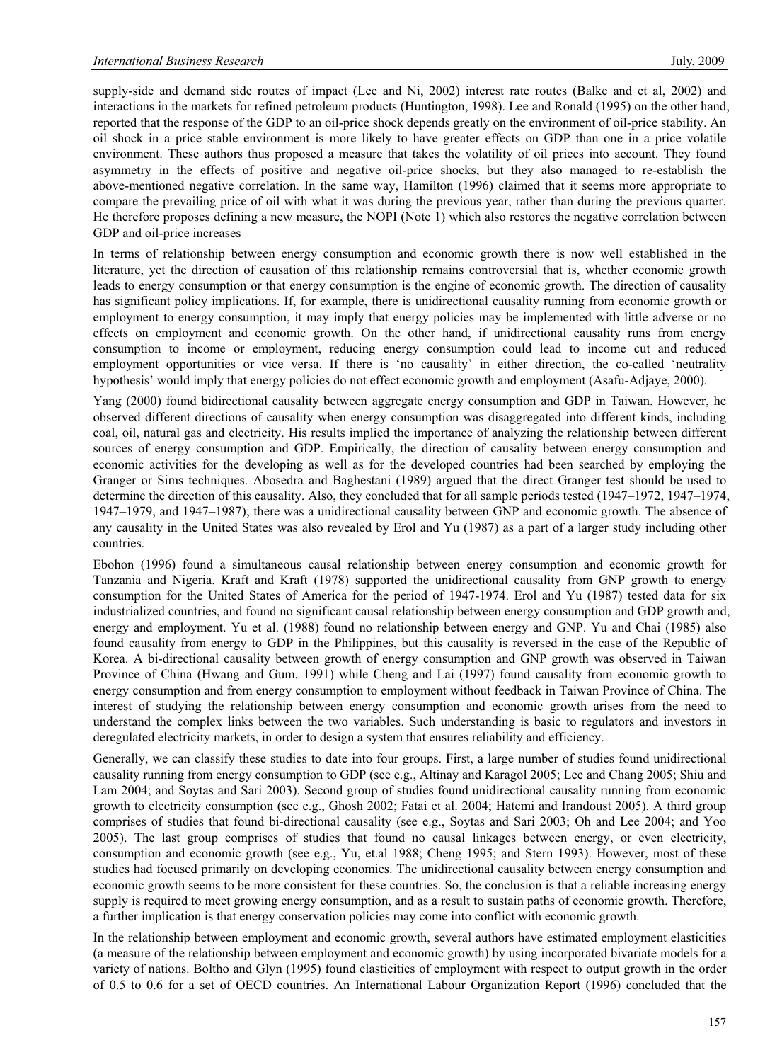supply-side and demand side routes of impact (Lee and Ni, 2002) interest rate routes (Balke and et al, 2002) and interactions in the markets for refined petroleum products (Huntington, 1998). Lee and Ronald (1995) on the other hand, reported that the response of the GDP to an oil-price shock depends greatly on the environment of oil-price stability. An oil shock in a price stable environment is more likely to have greater effects on GDP than one in a price volatile environment. These authors thus proposed a measure that takes the volatility of oil prices into account. They found asymmetry in the effects of positive and negative oil-price shocks, but they also managed to re-establish the above-mentioned negative correlation. In the same way, Hamilton (1996) claimed that it seems more appropriate to compare the prevailing price of oil with what it was during the previous year, rather than during the previous quarter. He therefore proposes defining a new measure, the NOPI (Note 1) which also restores the negative correlation between GDP and oil-price increases

In terms of relationship between energy consumption and economic growth there is now well established in the literature, yet the direction of causation of this relationship remains controversial that is, whether economic growth leads to energy consumption or that energy consumption is the engine of economic growth. The direction of causality has significant policy implications. If, for example, there is unidirectional causality running from economic growth or employment to energy consumption, it may imply that energy policies may be implemented with little adverse or no effects on employment and economic growth. On the other hand, if unidirectional causality runs from energy consumption to income or employment, reducing energy consumption could lead to income cut and reduced employment opportunities or vice versa. If there is 'no causality' in either direction, the co-called 'neutrality hypothesis' would imply that energy policies do not effect economic growth and employment (Asafu-Adjaye, 2000).

Yang (2000) found bidirectional causality between aggregate energy consumption and GDP in Taiwan. However, he observed different directions of causality when energy consumption was disaggregated into different kinds, including coal, oil, natural gas and electricity. His results implied the importance of analyzing the relationship between different sources of energy consumption and GDP. Empirically, the direction of causality between energy consumption and economic activities for the developing as well as for the developed countries had been searched by employing the Granger or Sims techniques. Abosedra and Baghestani (1989) argued that the direct Granger test should be used to determine the direction of this causality. Also, they concluded that for all sample periods tested (1947–1972, 1947–1974, 1947–1979, and 1947–1987); there was a unidirectional causality between GNP and economic growth. The absence of any causality in the United States was also revealed by Erol and Yu (1987) as a part of a larger study including other countries.

Ebohon (1996) found a simultaneous causal relationship between energy consumption and economic growth for Tanzania and Nigeria. Kraft and Kraft (1978) supported the unidirectional causality from GNP growth to energy consumption for the United States of America for the period of 1947-1974. Erol and Yu (1987) tested data for six industrialized countries, and found no significant causal relationship between energy consumption and GDP growth and, energy and employment. Yu et al. (1988) found no relationship between energy and GNP. Yu and Chai (1985) also found causality from energy to GDP in the Philippines, but this causality is reversed in the case of the Republic of Korea. A bi-directional causality between growth of energy consumption and GNP growth was observed in Taiwan Province of China (Hwang and Gum, 1991) while Cheng and Lai (1997) found causality from economic growth to energy consumption and from energy consumption to employment without feedback in Taiwan Province of China. The interest of studying the relationship between energy consumption and economic growth arises from the need to understand the complex links between the two variables. Such understanding is basic to regulators and investors in deregulated electricity markets, in order to design a system that ensures reliability and efficiency.

Generally, we can classify these studies to date into four groups. First, a large number of studies found unidirectional causality running from energy consumption to GDP (see e.g., Altinay and Karagol 2005; Lee and Chang 2005; Shiu and Lam 2004; and Soytas and Sari 2003). Second group of studies found unidirectional causality running from economic growth to electricity consumption (see e.g., Ghosh 2002; Fatai et al. 2004; Hatemi and Irandoust 2005). A third group comprises of studies that found bi-directional causality (see e.g., Soytas and Sari 2003; Oh and Lee 2004; and Yoo 2005). The last group comprises of studies that found no causal linkages between energy, or even electricity, consumption and economic growth (see e.g., Yu, et.al 1988; Cheng 1995; and Stern 1993). However, most of these studies had focused primarily on developing economies. The unidirectional causality between energy consumption and economic growth seems to be more consistent for these countries. So, the conclusion is that a reliable increasing energy supply is required to meet growing energy consumption, and as a result to sustain paths of economic growth. Therefore, a further implication is that energy conservation policies may come into conflict with economic growth.

In the relationship between employment and economic growth, several authors have estimated employment elasticities (a measure of the relationship between employment and economic growth) by using incorporated bivariate models for a variety of nations. Boltho and Glyn (1995) found elasticities of employment with respect to output growth in the order of 0.5 to 0.6 for a set of OECD countries. An International Labour Organization Report (1996) concluded that the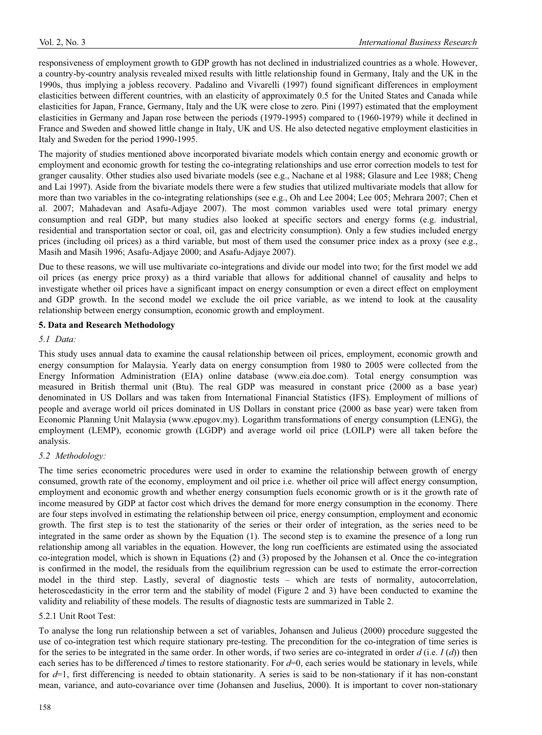responsiveness of employment growth to GDP growth has not declined in industrialized countries as a whole. However, a country-by-country analysis revealed mixed results with little relationship found in Germany, Italy and the UK in the 1990s, thus implying a jobless recovery. Padalino and Vivarelli (1997) found significant differences in employment elasticities between different countries, with an elasticity of approximately 0.5 for the United States and Canada while elasticities for Japan, France, Germany, Italy and the UK were close to zero. Pini (1997) estimated that the employment elasticities in Germany and Japan rose between the periods (1979-1995) compared to (1960-1979) while it declined in France and Sweden and showed little change in Italy, UK and US. He also detected negative employment elasticities in Italy and Sweden for the period 1990-1995.

The majority of studies mentioned above incorporated bivariate models which contain energy and economic growth or employment and economic growth for testing the co-integrating relationships and use error correction models to test for granger causality. Other studies also used bivariate models (see e.g., Nachane et al 1988; Glasure and Lee 1988; Cheng and Lai 1997). Aside from the bivariate models there were a few studies that utilized multivariate models that allow for more than two variables in the co-integrating relationships (see e.g., Oh and Lee 2004; Lee 005; Mehrara 2007; Chen et al. 2007; Mahadevan and Asafu-Adjaye 2007). The most common variables used were total primary energy consumption and real GDP, but many studies also looked at specific sectors and energy forms (e.g. industrial, residential and transportation sector or coal, oil, gas and electricity consumption). Only a few studies included energy prices (including oil prices) as a third variable, but most of them used the consumer price index as a proxy (see e.g., Masih and Masih 1996; Asafu-Adjaye 2000; and Asafu-Adjaye 2007).

Due to these reasons, we will use multivariate co-integrations and divide our model into two; for the first model we add oil prices (as energy price proxy) as a third variable that allows for additional channel of causality and helps to investigate whether oil prices have a significant impact on energy consumption or even a direct effect on employment and GDP growth. In the second model we exclude the oil price variable, as we intend to look at the causality relationship between energy consumption, economic growth and employment.

## 5. Data and Research Methodology

### *5.1 Data:*

This study uses annual data to examine the causal relationship between oil prices, employment, economic growth and energy consumption for Malaysia. Yearly data on energy consumption from 1980 to 2005 were collected from the Energy Information Administration (EIA) online database (www.eia.doe.com). Total energy consumption was measured in British thermal unit (Btu). The real GDP was measured in constant price (2000 as a base year) denominated in US Dollars and was taken from International Financial Statistics (IFS). Employment of millions of people and average world oil prices dominated in US Dollars in constant price (2000 as base year) were taken from Economic Planning Unit Malaysia (www.epugov.my). Logarithm transformations of energy consumption (LENG), the employment (LEMP), economic growth (LGDP) and average world oil price (LOILP) were all taken before the analysis.

### *5.2 Methodology:*

The time series econometric procedures were used in order to examine the relationship between growth of energy consumed, growth rate of the economy, employment and oil price i.e. whether oil price will affect energy consumption, employment and economic growth and whether energy consumption fuels economic growth or is it the growth rate of income measured by GDP at factor cost which drives the demand for more energy consumption in the economy. There are four steps involved in estimating the relationship between oil price, energy consumption, employment and economic growth. The first step is to test the stationarity of the series or their order of integration, as the series need to be integrated in the same order as shown by the Equation (1). The second step is to examine the presence of a long run relationship among all variables in the equation. However, the long run coefficients are estimated using the associated co-integration model, which is shown in Equations (2) and (3) proposed by the Johansen et al. Once the co-integration is confirmed in the model, the residuals from the equilibrium regression can be used to estimate the error-correction model in the third step. Lastly, several of diagnostic tests – which are tests of normality, autocorrelation, heteroscedasticity in the error term and the stability of model (Figure 2 and 3) have been conducted to examine the validity and reliability of these models. The results of diagnostic tests are summarized in Table 2.

#### 5.2.1 Unit Root Test:

To analyse the long run relationship between a set of variables, Johansen and Julieus (2000) procedure suggested the use of co-integration test which require stationary pre-testing. The precondition for the co-integration of time series is for the series to be integrated in the same order. In other words, if two series are co-integrated in order $d$ (i.e. $I(d)$) then each series has to be differenced $d$ times to restore stationarity. For $d$=0, each series would be stationary in levels, while for $d$=1, first differencing is needed to obtain stationarity. A series is said to be non-stationary if it has non-constant mean, variance, and auto-covariance over time (Johansen and Juselius, 2000). It is important to cover non-stationary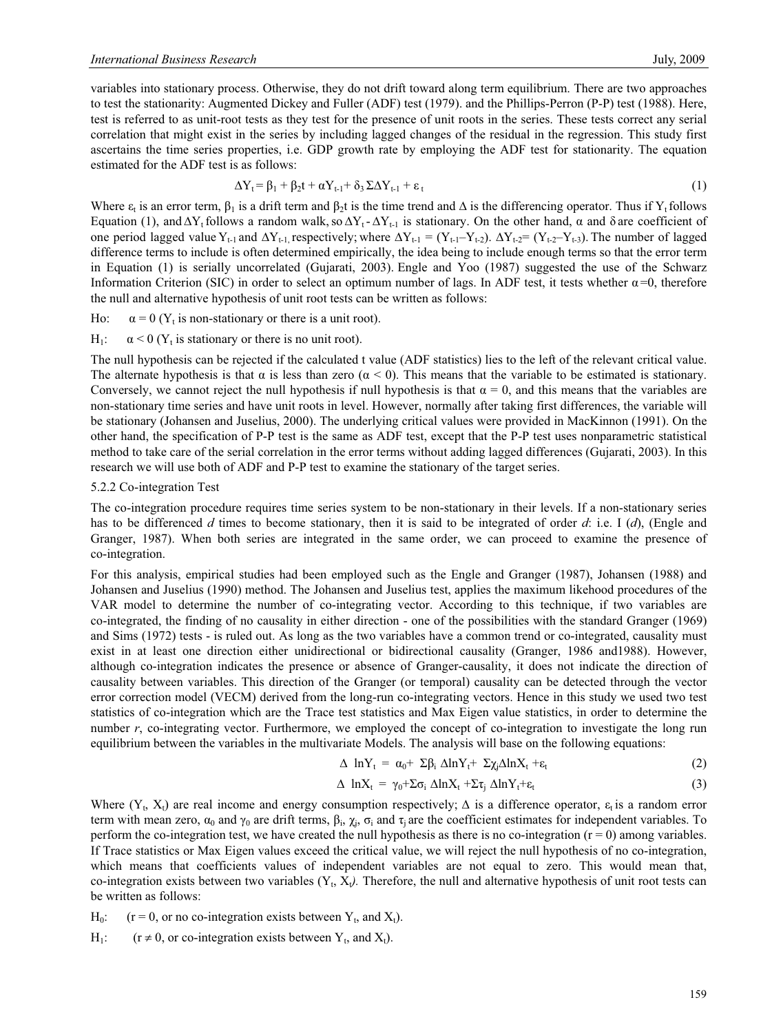variables into stationary process. Otherwise, they do not drift toward along term equilibrium. There are two approaches to test the stationarity: Augmented Dickey and Fuller (ADF) test (1979). and the Phillips-Perron (P-P) test (1988). Here, test is referred to as unit-root tests as they test for the presence of unit roots in the series. These tests correct any serial correlation that might exist in the series by including lagged changes of the residual in the regression. This study first ascertains the time series properties, i.e. GDP growth rate by employing the ADF test for stationarity. The equation estimated for the ADF test is as follows:

$$\Delta Y_t = \beta_1 + \beta_2 t + \alpha Y_{t-1} + \delta_3 \Sigma \Delta Y_{t-1} + \varepsilon_t \tag{1}$$

Where $\varepsilon_t$ is an error term, $\beta_1$ is a drift term and $\beta_2 t$ is the time trend and $\Delta$ is the differencing operator. Thus if $Y_t$ follows Equation (1), and $\Delta Y_t$ follows a random walk, so $\Delta Y_t - \Delta Y_{t-1}$ is stationary. On the other hand, $\alpha$ and $\delta$ are coefficient of one period lagged value $Y_{t-1}$ and $\Delta Y_{t-1}$, respectively; where $\Delta Y_{t-1} = (Y_{t-1} - Y_{t-2})$. $\Delta Y_{t-2} = (Y_{t-2} - Y_{t-3})$. The number of lagged difference terms to include is often determined empirically, the idea being to include enough terms so that the error term in Equation (1) is serially uncorrelated (Gujarati, 2003). Engle and Yoo (1987) suggested the use of the Schwarz Information Criterion (SIC) in order to select an optimum number of lags. In ADF test, it tests whether $\alpha = 0$, therefore the null and alternative hypothesis of unit root tests can be written as follows:

Ho: $\alpha = 0$ ($Y_t$ is non-stationary or there is a unit root).

$H_1$: $\alpha < 0$ ($Y_t$ is stationary or there is no unit root).

The null hypothesis can be rejected if the calculated t value (ADF statistics) lies to the left of the relevant critical value. The alternate hypothesis is that $\alpha$ is less than zero ($\alpha < 0$). This means that the variable to be estimated is stationary. Conversely, we cannot reject the null hypothesis if null hypothesis is that $\alpha = 0$, and this means that the variables are non-stationary time series and have unit roots in level. However, normally after taking first differences, the variable will be stationary (Johansen and Juselius, 2000). The underlying critical values were provided in MacKinnon (1991). On the other hand, the specification of P-P test is the same as ADF test, except that the P-P test uses nonparametric statistical method to take care of the serial correlation in the error terms without adding lagged differences (Gujarati, 2003). In this research we will use both of ADF and P-P test to examine the stationary of the target series.

### 5.2.2 Co-integration Test

The co-integration procedure requires time series system to be non-stationary in their levels. If a non-stationary series has to be differenced *d* times to become stationary, then it is said to be integrated of order *d*: i.e. I (*d*), (Engle and Granger, 1987). When both series are integrated in the same order, we can proceed to examine the presence of co-integration.

For this analysis, empirical studies had been employed such as the Engle and Granger (1987), Johansen (1988) and Johansen and Juselius (1990) method. The Johansen and Juselius test, applies the maximum likehood procedures of the VAR model to determine the number of co-integrating vector. According to this technique, if two variables are co-integrated, the finding of no causality in either direction - one of the possibilities with the standard Granger (1969) and Sims (1972) tests - is ruled out. As long as the two variables have a common trend or co-integrated, causality must exist in at least one direction either unidirectional or bidirectional causality (Granger, 1986 and1988). However, although co-integration indicates the presence or absence of Granger-causality, it does not indicate the direction of causality between variables. This direction of the Granger (or temporal) causality can be detected through the vector error correction model (VECM) derived from the long-run co-integrating vectors. Hence in this study we used two test statistics of co-integration which are the Trace test statistics and Max Eigen value statistics, in order to determine the number *r*, co-integrating vector. Furthermore, we employed the concept of co-integration to investigate the long run equilibrium between the variables in the multivariate Models. The analysis will base on the following equations:

$$\Delta \ \ln Y_t = \alpha_0 + \Sigma \beta_i \Delta \ln Y_t + \Sigma \chi_j \Delta \ln X_t + \varepsilon_t \tag{2}$$

$$\Delta \ \ln X_t = \gamma_0 + \Sigma \sigma_i \Delta \ln X_t + \Sigma \tau_j \Delta \ln Y_t + \varepsilon_t \tag{3}$$

Where ($Y_t$, $X_t$) are real income and energy consumption respectively; $\Delta$ is a difference operator, $\varepsilon_t$ is a random error term with mean zero, $\alpha_0$ and $\gamma_0$ are drift terms, $\beta_i$, $\chi_j$, $\sigma_i$ and $\tau_j$ are the coefficient estimates for independent variables. To perform the co-integration test, we have created the null hypothesis as there is no co-integration ($r = 0$) among variables. If Trace statistics or Max Eigen values exceed the critical value, we will reject the null hypothesis of no co-integration, which means that coefficients values of independent variables are not equal to zero. This would mean that, co-integration exists between two variables ($Y_t$, $X_t$). Therefore, the null and alternative hypothesis of unit root tests can be written as follows:

$H_0$: ($r = 0$, or no co-integration exists between $Y_t$, and $X_t$).

$H_1$: ($r \neq 0$, or co-integration exists between $Y_t$, and $X_t$).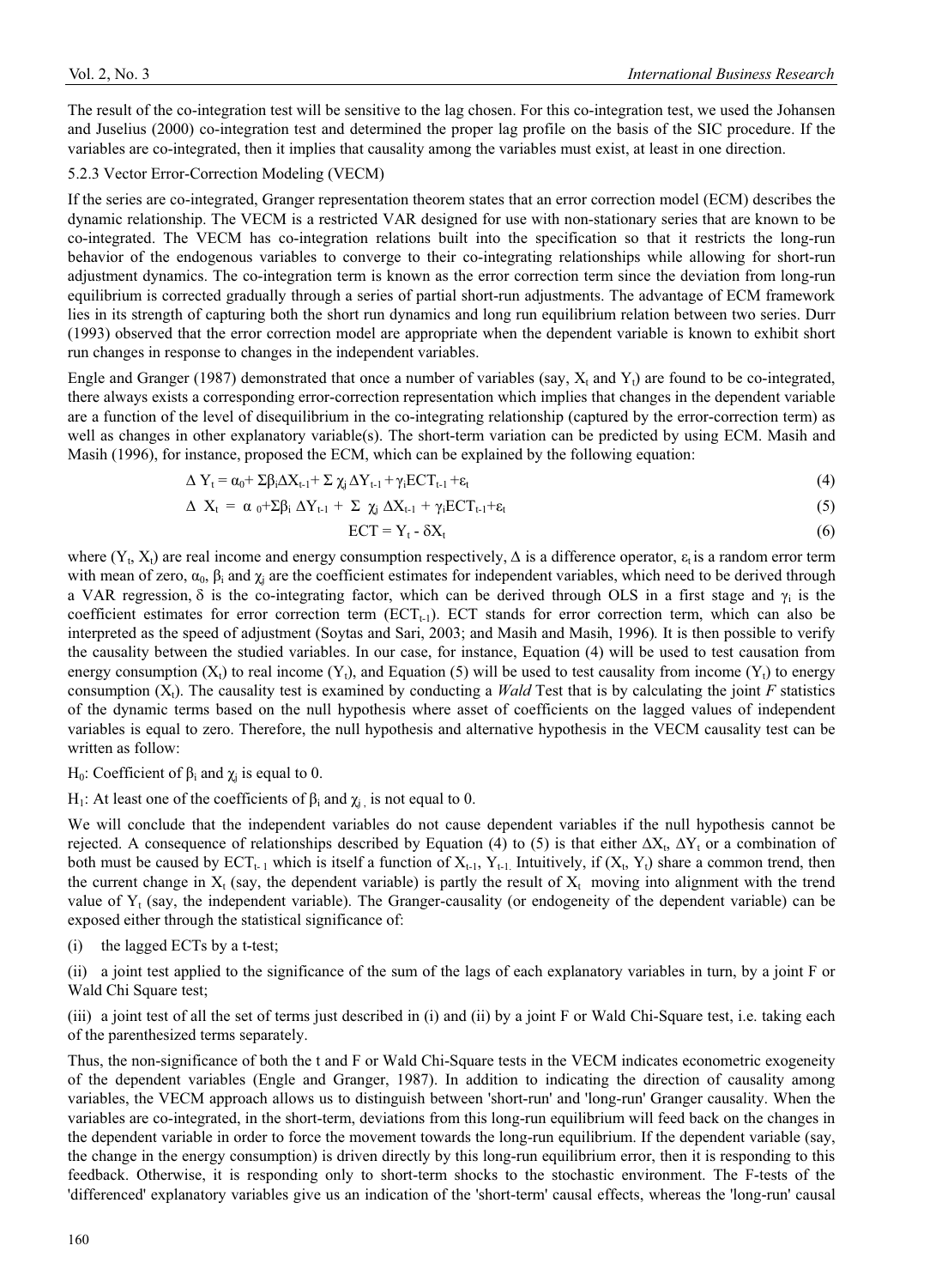The result of the co-integration test will be sensitive to the lag chosen. For this co-integration test, we used the Johansen and Juselius (2000) co-integration test and determined the proper lag profile on the basis of the SIC procedure. If the variables are co-integrated, then it implies that causality among the variables must exist, at least in one direction.

#### 5.2.3 Vector Error-Correction Modeling (VECM)

If the series are co-integrated, Granger representation theorem states that an error correction model (ECM) describes the dynamic relationship. The VECM is a restricted VAR designed for use with non-stationary series that are known to be co-integrated. The VECM has co-integration relations built into the specification so that it restricts the long-run behavior of the endogenous variables to converge to their co-integrating relationships while allowing for short-run adjustment dynamics. The co-integration term is known as the error correction term since the deviation from long-run equilibrium is corrected gradually through a series of partial short-run adjustments. The advantage of ECM framework lies in its strength of capturing both the short run dynamics and long run equilibrium relation between two series. Durr (1993) observed that the error correction model are appropriate when the dependent variable is known to exhibit short run changes in response to changes in the independent variables.

Engle and Granger (1987) demonstrated that once a number of variables (say, $X_t$ and $Y_t$) are found to be co-integrated, there always exists a corresponding error-correction representation which implies that changes in the dependent variable are a function of the level of disequilibrium in the co-integrating relationship (captured by the error-correction term) as well as changes in other explanatory variable(s). The short-term variation can be predicted by using ECM. Masih and Masih (1996), for instance, proposed the ECM, which can be explained by the following equation:

$$\Delta Y_t = \alpha_0 + \Sigma\beta_i \Delta X_{t-1} + \Sigma \chi_j \Delta Y_{t-1} + \gamma_i ECT_{t-1} + \varepsilon_t \tag{4}$$

$$\Delta X_t = \alpha_0 + \Sigma\beta_i \Delta Y_{t-1} + \Sigma \chi_j \Delta X_{t-1} + \gamma_i ECT_{t-1} + \varepsilon_t \tag{5}$$

$$ECT = Y_t - \delta X_t \tag{6}$$

where ($Y_t$, $X_t$) are real income and energy consumption respectively, $\Delta$ is a difference operator, $\varepsilon_t$ is a random error term with mean of zero, $\alpha_0$, $\beta_i$ and $\chi_j$ are the coefficient estimates for independent variables, which need to be derived through a VAR regression, $\delta$ is the co-integrating factor, which can be derived through OLS in a first stage and $\gamma_i$ is the coefficient estimates for error correction term ($ECT_{t-1}$). ECT stands for error correction term, which can also be interpreted as the speed of adjustment (Soytas and Sari, 2003; and Masih and Masih, 1996). It is then possible to verify the causality between the studied variables. In our case, for instance, Equation (4) will be used to test causation from energy consumption ($X_t$) to real income ($Y_t$), and Equation (5) will be used to test causality from income ($Y_t$) to energy consumption ($X_t$). The causality test is examined by conducting a *Wald* Test that is by calculating the joint *F* statistics of the dynamic terms based on the null hypothesis where asset of coefficients on the lagged values of independent variables is equal to zero. Therefore, the null hypothesis and alternative hypothesis in the VECM causality test can be written as follow:

$H_0$: Coefficient of $\beta_i$ and $\chi_j$ is equal to 0.

$H_1$: At least one of the coefficients of $\beta_i$ and $\chi_j$, is not equal to 0.

We will conclude that the independent variables do not cause dependent variables if the null hypothesis cannot be rejected. A consequence of relationships described by Equation (4) to (5) is that either $\Delta X_t$, $\Delta Y_t$ or a combination of both must be caused by $ECT_{t-1}$ which is itself a function of $X_{t-1}$, $Y_{t-1}$. Intuitively, if ($X_t$, $Y_t$) share a common trend, then the current change in $X_t$ (say, the dependent variable) is partly the result of $X_t$ moving into alignment with the trend value of $Y_t$ (say, the independent variable). The Granger-causality (or endogeneity of the dependent variable) can be exposed either through the statistical significance of:

(i) the lagged ECTs by a t-test;

(ii) a joint test applied to the significance of the sum of the lags of each explanatory variables in turn, by a joint F or Wald Chi Square test;

(iii) a joint test of all the set of terms just described in (i) and (ii) by a joint F or Wald Chi-Square test, i.e. taking each of the parenthesized terms separately.

Thus, the non-significance of both the t and F or Wald Chi-Square tests in the VECM indicates econometric exogeneity of the dependent variables (Engle and Granger, 1987). In addition to indicating the direction of causality among variables, the VECM approach allows us to distinguish between 'short-run' and 'long-run' Granger causality. When the variables are co-integrated, in the short-term, deviations from this long-run equilibrium will feed back on the changes in the dependent variable in order to force the movement towards the long-run equilibrium. If the dependent variable (say, the change in the energy consumption) is driven directly by this long-run equilibrium error, then it is responding to this feedback. Otherwise, it is responding only to short-term shocks to the stochastic environment. The F-tests of the 'differenced' explanatory variables give us an indication of the 'short-term' causal effects, whereas the 'long-run' causal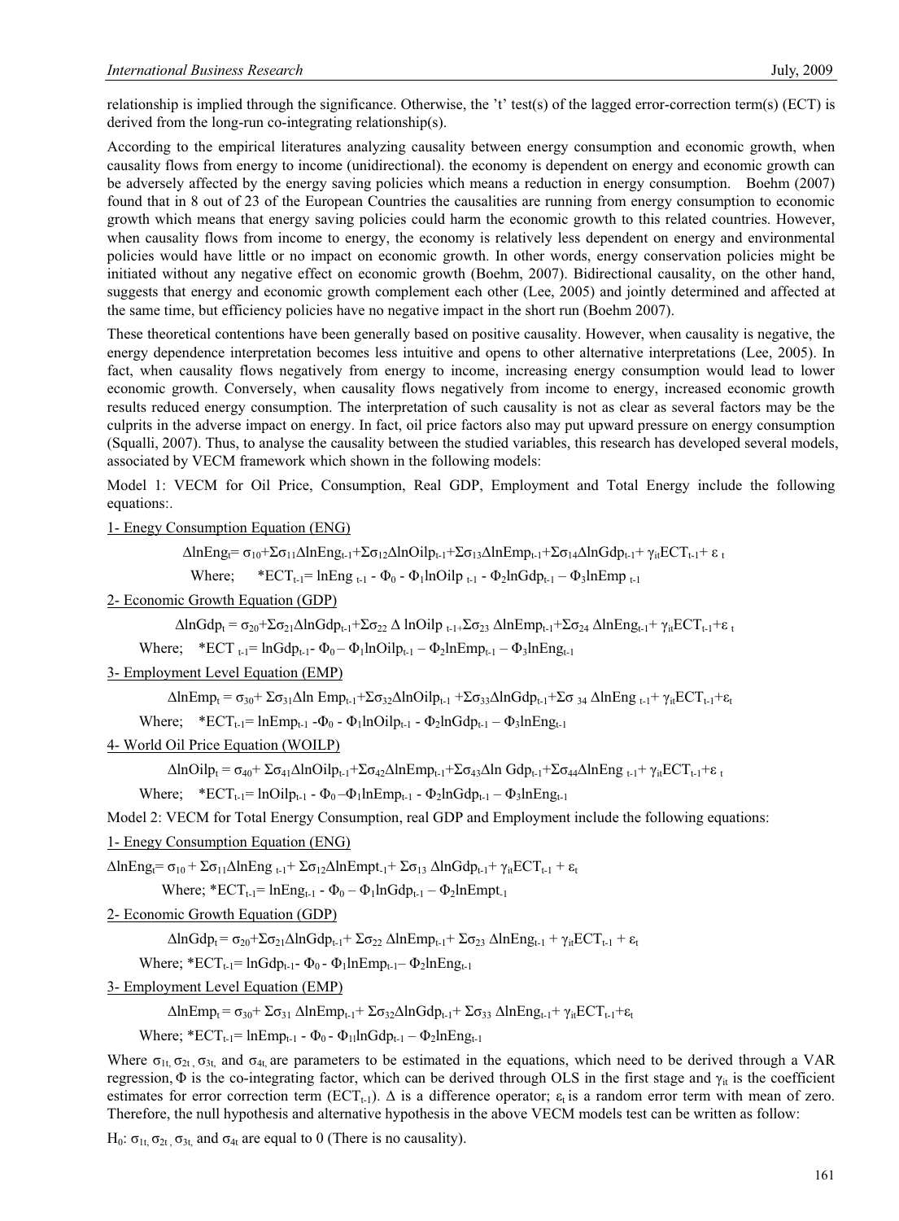relationship is implied through the significance. Otherwise, the 't' test(s) of the lagged error-correction term(s) (ECT) is derived from the long-run co-integrating relationship(s).

According to the empirical literatures analyzing causality between energy consumption and economic growth, when causality flows from energy to income (unidirectional). the economy is dependent on energy and economic growth can be adversely affected by the energy saving policies which means a reduction in energy consumption. Boehm (2007) found that in 8 out of 23 of the European Countries the causalities are running from energy consumption to economic growth which means that energy saving policies could harm the economic growth to this related countries. However, when causality flows from income to energy, the economy is relatively less dependent on energy and environmental policies would have little or no impact on economic growth. In other words, energy conservation policies might be initiated without any negative effect on economic growth (Boehm, 2007). Bidirectional causality, on the other hand, suggests that energy and economic growth complement each other (Lee, 2005) and jointly determined and affected at the same time, but efficiency policies have no negative impact in the short run (Boehm 2007).

These theoretical contentions have been generally based on positive causality. However, when causality is negative, the energy dependence interpretation becomes less intuitive and opens to other alternative interpretations (Lee, 2005). In fact, when causality flows negatively from energy to income, increasing energy consumption would lead to lower economic growth. Conversely, when causality flows negatively from income to energy, increased economic growth results reduced energy consumption. The interpretation of such causality is not as clear as several factors may be the culprits in the adverse impact on energy. In fact, oil price factors also may put upward pressure on energy consumption (Squalli, 2007). Thus, to analyse the causality between the studied variables, this research has developed several models, associated by VECM framework which shown in the following models:

Model 1: VECM for Oil Price, Consumption, Real GDP, Employment and Total Energy include the following equations:.

1- Enegy Consumption Equation (ENG)

$$\Delta lnEng_t = \sigma_{10} + \Sigma\sigma_{11}\Delta lnEng_{t-1} + \Sigma\sigma_{12}\Delta lnOilp_{t-1} + \Sigma\sigma_{13}\Delta lnEmp_{t-1} + \Sigma\sigma_{14}\Delta lnGdp_{t-1} + \gamma_{it}ECT_{t-1} + \varepsilon_t$$

Where; $*ECT_{t-1} = lnEng_{t-1} - \Phi_0 - \Phi_1 lnOilp_{t-1} - \Phi_2 lnGdp_{t-1} - \Phi_3 lnEmp_{t-1}$

2- Economic Growth Equation (GDP)

$$\Delta lnGdp_t = \sigma_{20} + \Sigma\sigma_{21}\Delta lnGdp_{t-1} + \Sigma\sigma_{22}\Delta lnOilp_{t-1} + \Sigma\sigma_{23}\Delta lnEmp_{t-1} + \Sigma\sigma_{24}\Delta lnEng_{t-1} + \gamma_{it}ECT_{t-1} + \varepsilon_t$$

Where; $*ECT_{t-1} = lnGdp_{t-1} - \Phi_0 - \Phi_1 lnOilp_{t-1} - \Phi_2 lnEmp_{t-1} - \Phi_3 lnEng_{t-1}$

3- Employment Level Equation (EMP)

$$\Delta lnEmp_t = \sigma_{30} + \Sigma\sigma_{31}\Delta lnEmp_{t-1} + \Sigma\sigma_{32}\Delta lnOilp_{t-1} + \Sigma\sigma_{33}\Delta lnGdp_{t-1} + \Sigma\sigma_{34}\Delta lnEng_{t-1} + \gamma_{it}ECT_{t-1} + \varepsilon_t$$

Where; $*ECT_{t-1} = lnEmp_{t-1} - \Phi_0 - \Phi_1 lnOilp_{t-1} - \Phi_2 lnGdp_{t-1} - \Phi_3 lnEng_{t-1}$

4- World Oil Price Equation (WOILP)

$$\Delta lnOilp_t = \sigma_{40} + \Sigma\sigma_{41}\Delta lnOilp_{t-1} + \Sigma\sigma_{42}\Delta lnEmp_{t-1} + \Sigma\sigma_{43}\Delta lnGdp_{t-1} + \Sigma\sigma_{44}\Delta lnEng_{t-1} + \gamma_{it}ECT_{t-1} + \varepsilon_t$$

Where; $*ECT_{t-1} = lnOilp_{t-1} - \Phi_0 - \Phi_1 lnEmp_{t-1} - \Phi_2 lnGdp_{t-1} - \Phi_3 lnEng_{t-1}$

Model 2: VECM for Total Energy Consumption, real GDP and Employment include the following equations:

1- Enegy Consumption Equation (ENG)

$$\Delta lnEng_t = \sigma_{10} + \Sigma\sigma_{11}\Delta lnEng_{t-1} + \Sigma\sigma_{12}\Delta lnEmpt_{-1} + \Sigma\sigma_{13}\Delta lnGdp_{t-1} + \gamma_{it}ECT_{t-1} + \varepsilon_t$$

Where; $*ECT_{t-1} = lnEng_{t-1} - \Phi_0 - \Phi_1 lnGdp_{t-1} - \Phi_2 lnEmpt_{-1}$

2- Economic Growth Equation (GDP)

$$\Delta lnGdp_t = \sigma_{20} + \Sigma\sigma_{21}\Delta lnGdp_{t-1} + \Sigma\sigma_{22}\Delta lnEmp_{t-1} + \Sigma\sigma_{23}\Delta lnEng_{t-1} + \gamma_{it}ECT_{t-1} + \varepsilon_t$$

Where; $*ECT_{t-1} = lnGdp_{t-1} - \Phi_0 - \Phi_1 lnEmp_{t-1} - \Phi_2 lnEng_{t-1}$

3- Employment Level Equation (EMP)

$$\Delta lnEmp_t = \sigma_{30} + \Sigma\sigma_{31}\Delta lnEmp_{t-1} + \Sigma\sigma_{32}\Delta lnGdp_{t-1} + \Sigma\sigma_{33}\Delta lnEng_{t-1} + \gamma_{it}ECT_{t-1} + \varepsilon_t$$

Where; $*ECT_{t-1} = lnEmp_{t-1} - \Phi_0 - \Phi_{1l} lnGdp_{t-1} - \Phi_2 lnEng_{t-1}$

Where $\sigma_{1t}$, $\sigma_{2t}$, $\sigma_{3t}$, and $\sigma_{4t}$ are parameters to be estimated in the equations, which need to be derived through a VAR regression, $\Phi$ is the co-integrating factor, which can be derived through OLS in the first stage and $\gamma_{it}$ is the coefficient estimates for error correction term ($ECT_{t-1}$). $\Delta$ is a difference operator; $\varepsilon_t$ is a random error term with mean of zero. Therefore, the null hypothesis and alternative hypothesis in the above VECM models test can be written as follow:

$H_0$: $\sigma_{1t}$, $\sigma_{2t}$, $\sigma_{3t}$, and $\sigma_{4t}$ are equal to 0 (There is no causality).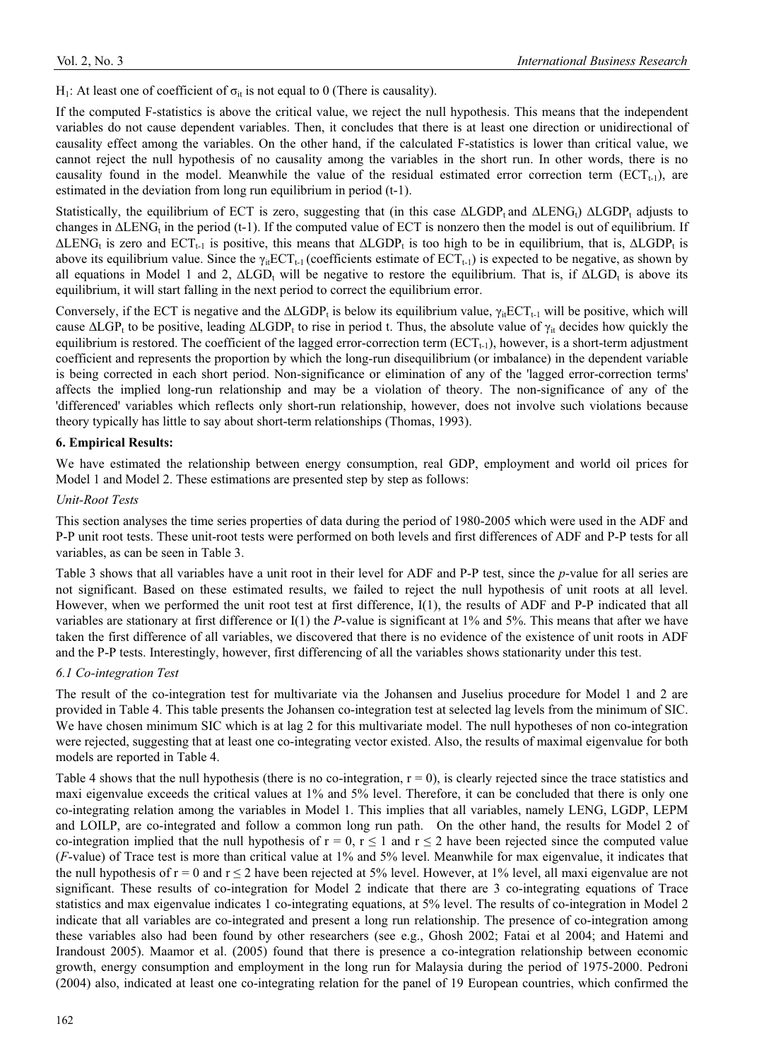$H_1$: At least one of coefficient of $\sigma_{it}$ is not equal to 0 (There is causality).

If the computed F-statistics is above the critical value, we reject the null hypothesis. This means that the independent variables do not cause dependent variables. Then, it concludes that there is at least one direction or unidirectional of causality effect among the variables. On the other hand, if the calculated F-statistics is lower than critical value, we cannot reject the null hypothesis of no causality among the variables in the short run. In other words, there is no causality found in the model. Meanwhile the value of the residual estimated error correction term ($ECT_{t-1}$), are estimated in the deviation from long run equilibrium in period (t-1).

Statistically, the equilibrium of ECT is zero, suggesting that (in this case $\Delta LGDP_t$ and $\Delta LENG_t$) $\Delta LGDP_t$ adjusts to changes in $\Delta LENG_t$ in the period (t-1). If the computed value of ECT is nonzero then the model is out of equilibrium. If $\Delta LENG_t$ is zero and $ECT_{t-1}$ is positive, this means that $\Delta LGDP_t$ is too high to be in equilibrium, that is, $\Delta LGDP_t$ is above its equilibrium value. Since the $\gamma_{it}ECT_{t-1}$ (coefficients estimate of $ECT_{t-1}$) is expected to be negative, as shown by all equations in Model 1 and 2, $\Delta LGD_t$ will be negative to restore the equilibrium. That is, if $\Delta LGD_t$ is above its equilibrium, it will start falling in the next period to correct the equilibrium error.

Conversely, if the ECT is negative and the $\Delta LGDP_t$ is below its equilibrium value, $\gamma_{it}ECT_{t-1}$ will be positive, which will cause $\Delta LGP_t$ to be positive, leading $\Delta LGDP_t$ to rise in period t. Thus, the absolute value of $\gamma_{it}$ decides how quickly the equilibrium is restored. The coefficient of the lagged error-correction term ($ECT_{t-1}$), however, is a short-term adjustment coefficient and represents the proportion by which the long-run disequilibrium (or imbalance) in the dependent variable is being corrected in each short period. Non-significance or elimination of any of the 'lagged error-correction terms' affects the implied long-run relationship and may be a violation of theory. The non-significance of any of the 'differenced' variables which reflects only short-run relationship, however, does not involve such violations because theory typically has little to say about short-term relationships (Thomas, 1993).

## 6. Empirical Results:

We have estimated the relationship between energy consumption, real GDP, employment and world oil prices for Model 1 and Model 2. These estimations are presented step by step as follows:

*Unit-Root Tests*

This section analyses the time series properties of data during the period of 1980-2005 which were used in the ADF and P-P unit root tests. These unit-root tests were performed on both levels and first differences of ADF and P-P tests for all variables, as can be seen in Table 3.

Table 3 shows that all variables have a unit root in their level for ADF and P-P test, since the *p*-value for all series are not significant. Based on these estimated results, we failed to reject the null hypothesis of unit roots at all level. However, when we performed the unit root test at first difference, I(1), the results of ADF and P-P indicated that all variables are stationary at first difference or I(1) the *P*-value is significant at 1% and 5%. This means that after we have taken the first difference of all variables, we discovered that there is no evidence of the existence of unit roots in ADF and the P-P tests. Interestingly, however, first differencing of all the variables shows stationarity under this test.

### 6.1 Co-integration Test

The result of the co-integration test for multivariate via the Johansen and Juselius procedure for Model 1 and 2 are provided in Table 4. This table presents the Johansen co-integration test at selected lag levels from the minimum of SIC. We have chosen minimum SIC which is at lag 2 for this multivariate model. The null hypotheses of non co-integration were rejected, suggesting that at least one co-integrating vector existed. Also, the results of maximal eigenvalue for both models are reported in Table 4.

Table 4 shows that the null hypothesis (there is no co-integration, r = 0), is clearly rejected since the trace statistics and maxi eigenvalue exceeds the critical values at 1% and 5% level. Therefore, it can be concluded that there is only one co-integrating relation among the variables in Model 1. This implies that all variables, namely LENG, LGDP, LEPM and LOILP, are co-integrated and follow a common long run path. On the other hand, the results for Model 2 of co-integration implied that the null hypothesis of r = 0, r ≤ 1 and r ≤ 2 have been rejected since the computed value (*F*-value) of Trace test is more than critical value at 1% and 5% level. Meanwhile for max eigenvalue, it indicates that the null hypothesis of r = 0 and r ≤ 2 have been rejected at 5% level. However, at 1% level, all maxi eigenvalue are not significant. These results of co-integration for Model 2 indicate that there are 3 co-integrating equations of Trace statistics and max eigenvalue indicates 1 co-integrating equations, at 5% level. The results of co-integration in Model 2 indicate that all variables are co-integrated and present a long run relationship. The presence of co-integration among these variables also had been found by other researchers (see e.g., Ghosh 2002; Fatai et al 2004; and Hatemi and Irandoust 2005). Maamor et al. (2005) found that there is presence a co-integration relationship between economic growth, energy consumption and employment in the long run for Malaysia during the period of 1975-2000. Pedroni (2004) also, indicated at least one co-integrating relation for the panel of 19 European countries, which confirmed the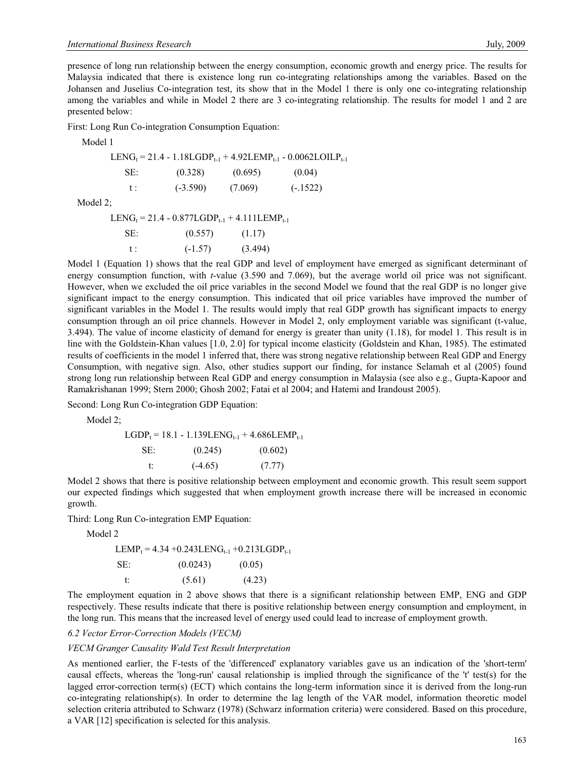presence of long run relationship between the energy consumption, economic growth and energy price. The results for Malaysia indicated that there is existence long run co-integrating relationships among the variables. Based on the Johansen and Juselius Co-integration test, its show that in the Model 1 there is only one co-integrating relationship among the variables and while in Model 2 there are 3 co-integrating relationship. The results for model 1 and 2 are presented below:

First: Long Run Co-integration Consumption Equation:

Model 1

$$LENG_t = 21.4 - 1.18LGDP_{t-1} + 4.92LEMP_{t-1} - 0.0062LOILP_{t-1}$$

| | | | |
|---|---|---|---|
| SE: | (0.328) | (0.695) | (0.04) |
| t : | (-3.590) | (7.069) | (-.1522) |

Model 2;

$$LENG_t = 21.4 - 0.877LGDP_{t-1} + 4.111LEMP_{t-1}$$

| | | |
|---|---|---|
| SE: | (0.557) | (1.17) |
| t : | (-1.57) | (3.494) |

Model 1 (Equation 1) shows that the real GDP and level of employment have emerged as significant determinant of energy consumption function, with *t*-value (3.590 and 7.069), but the average world oil price was not significant. However, when we excluded the oil price variables in the second Model we found that the real GDP is no longer give significant impact to the energy consumption. This indicated that oil price variables have improved the number of significant variables in the Model 1. The results would imply that real GDP growth has significant impacts to energy consumption through an oil price channels. However in Model 2, only employment variable was significant (t-value, 3.494). The value of income elasticity of demand for energy is greater than unity (1.18), for model 1. This result is in line with the Goldstein-Khan values [1.0, 2.0] for typical income elasticity (Goldstein and Khan, 1985). The estimated results of coefficients in the model 1 inferred that, there was strong negative relationship between Real GDP and Energy Consumption, with negative sign. Also, other studies support our finding, for instance Selamah et al (2005) found strong long run relationship between Real GDP and energy consumption in Malaysia (see also e.g., Gupta-Kapoor and Ramakrishanan 1999; Stern 2000; Ghosh 2002; Fatai et al 2004; and Hatemi and Irandoust 2005).

Second: Long Run Co-integration GDP Equation:

Model 2;

$$LGDP_t = 18.1 - 1.139LENG_{t-1} + 4.686LEMP_{t-1}$$

| | | |
|---|---|---|
| SE: | (0.245) | (0.602) |
| t: | (-4.65) | (7.77) |

Model 2 shows that there is positive relationship between employment and economic growth. This result seem support our expected findings which suggested that when employment growth increase there will be increased in economic growth.

Third: Long Run Co-integration EMP Equation:

Model 2

$$LEMP_t = 4.34 + 0.243LENG_{t-1} + 0.213LGDP_{t-1}$$

| | | |
|---|---|---|
| SE: | (0.0243) | (0.05) |
| t: | (5.61) | (4.23) |

The employment equation in 2 above shows that there is a significant relationship between EMP, ENG and GDP respectively. These results indicate that there is positive relationship between energy consumption and employment, in the long run. This means that the increased level of energy used could lead to increase of employment growth.

*6.2 Vector Error-Correction Models (VECM)*

*VECM Granger Causality Wald Test Result Interpretation*

As mentioned earlier, the F-tests of the 'differenced' explanatory variables gave us an indication of the 'short-term' causal effects, whereas the 'long-run' causal relationship is implied through the significance of the 't' test(s) for the lagged error-correction term(s) (ECT) which contains the long-term information since it is derived from the long-run co-integrating relationship(s). In order to determine the lag length of the VAR model, information theoretic model selection criteria attributed to Schwarz (1978) (Schwarz information criteria) were considered. Based on this procedure, a VAR [12] specification is selected for this analysis.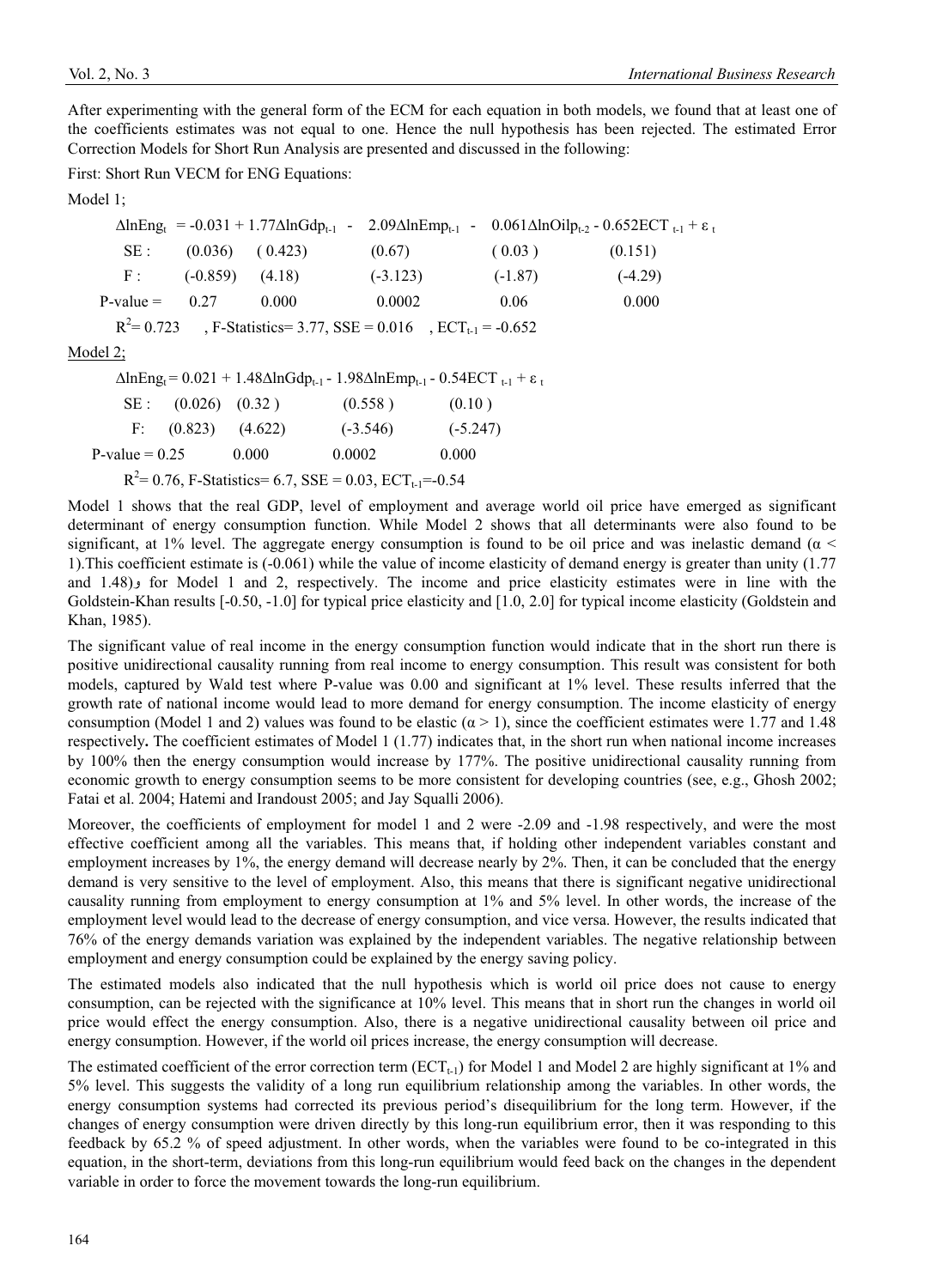After experimenting with the general form of the ECM for each equation in both models, we found that at least one of the coefficients estimates was not equal to one. Hence the null hypothesis has been rejected. The estimated Error Correction Models for Short Run Analysis are presented and discussed in the following:

First: Short Run VECM for ENG Equations:

Model 1;

$$\Delta \ln Eng_t = -0.031 + 1.77\Delta \ln Gdp_{t-1} - 2.09\Delta \ln Emp_{t-1} - 0.061\Delta \ln Oilp_{t-2} - 0.652ECT_{t-1} + \varepsilon_t$$

| | | | | | |
|---|---|---|---|---|---|
| SE : | (0.036) | (0.423) | (0.67) | (0.03) | (0.151) |
| F : | (-0.859) | (4.18) | (-3.123) | (-1.87) | (-4.29) |
| P-value = | 0.27 | 0.000 | 0.0002 | 0.06 | 0.000 |

$R^2 = 0.723$ , F-Statistics= 3.77, SSE = 0.016 , $ECT_{t-1} = -0.652$

Model 2;

$$\Delta \ln Eng_t = 0.021 + 1.48\Delta \ln Gdp_{t-1} - 1.98\Delta \ln Emp_{t-1} - 0.54ECT_{t-1} + \varepsilon_t$$

| | | | | |
|---|---|---|---|---|
| SE : | (0.026) | (0.32) | (0.558) | (0.10) |
| F: | (0.823) | (4.622) | (-3.546) | (-5.247) |
| P-value = | 0.25 | 0.000 | 0.0002 | 0.000 |

$R^2 = 0.76$, F-Statistics= 6.7, SSE = 0.03, $ECT_{t-1} = -0.54$

Model 1 shows that the real GDP, level of employment and average world oil price have emerged as significant determinant of energy consumption function. While Model 2 shows that all determinants were also found to be significant, at 1% level. The aggregate energy consumption is found to be oil price and was inelastic demand ($\alpha < 1$).This coefficient estimate is (-0.061) while the value of income elasticity of demand energy is greater than unity (1.77 and 1.48)و for Model 1 and 2, respectively. The income and price elasticity estimates were in line with the Goldstein-Khan results [-0.50, -1.0] for typical price elasticity and [1.0, 2.0] for typical income elasticity (Goldstein and Khan, 1985).

The significant value of real income in the energy consumption function would indicate that in the short run there is positive unidirectional causality running from real income to energy consumption. This result was consistent for both models, captured by Wald test where P-value was 0.00 and significant at 1% level. These results inferred that the growth rate of national income would lead to more demand for energy consumption. The income elasticity of energy consumption (Model 1 and 2) values was found to be elastic ($\alpha > 1$), since the coefficient estimates were 1.77 and 1.48 respectively**.** The coefficient estimates of Model 1 (1.77) indicates that, in the short run when national income increases by 100% then the energy consumption would increase by 177%. The positive unidirectional causality running from economic growth to energy consumption seems to be more consistent for developing countries (see, e.g., Ghosh 2002; Fatai et al. 2004; Hatemi and Irandoust 2005; and Jay Squalli 2006).

Moreover, the coefficients of employment for model 1 and 2 were -2.09 and -1.98 respectively, and were the most effective coefficient among all the variables. This means that, if holding other independent variables constant and employment increases by 1%, the energy demand will decrease nearly by 2%. Then, it can be concluded that the energy demand is very sensitive to the level of employment. Also, this means that there is significant negative unidirectional causality running from employment to energy consumption at 1% and 5% level. In other words, the increase of the employment level would lead to the decrease of energy consumption, and vice versa. However, the results indicated that 76% of the energy demands variation was explained by the independent variables. The negative relationship between employment and energy consumption could be explained by the energy saving policy.

The estimated models also indicated that the null hypothesis which is world oil price does not cause to energy consumption, can be rejected with the significance at 10% level. This means that in short run the changes in world oil price would effect the energy consumption. Also, there is a negative unidirectional causality between oil price and energy consumption. However, if the world oil prices increase, the energy consumption will decrease.

The estimated coefficient of the error correction term ($ECT_{t-1}$) for Model 1 and Model 2 are highly significant at 1% and 5% level. This suggests the validity of a long run equilibrium relationship among the variables. In other words, the energy consumption systems had corrected its previous period's disequilibrium for the long term. However, if the changes of energy consumption were driven directly by this long-run equilibrium error, then it was responding to this feedback by 65.2 % of speed adjustment. In other words, when the variables were found to be co-integrated in this equation, in the short-term, deviations from this long-run equilibrium would feed back on the changes in the dependent variable in order to force the movement towards the long-run equilibrium.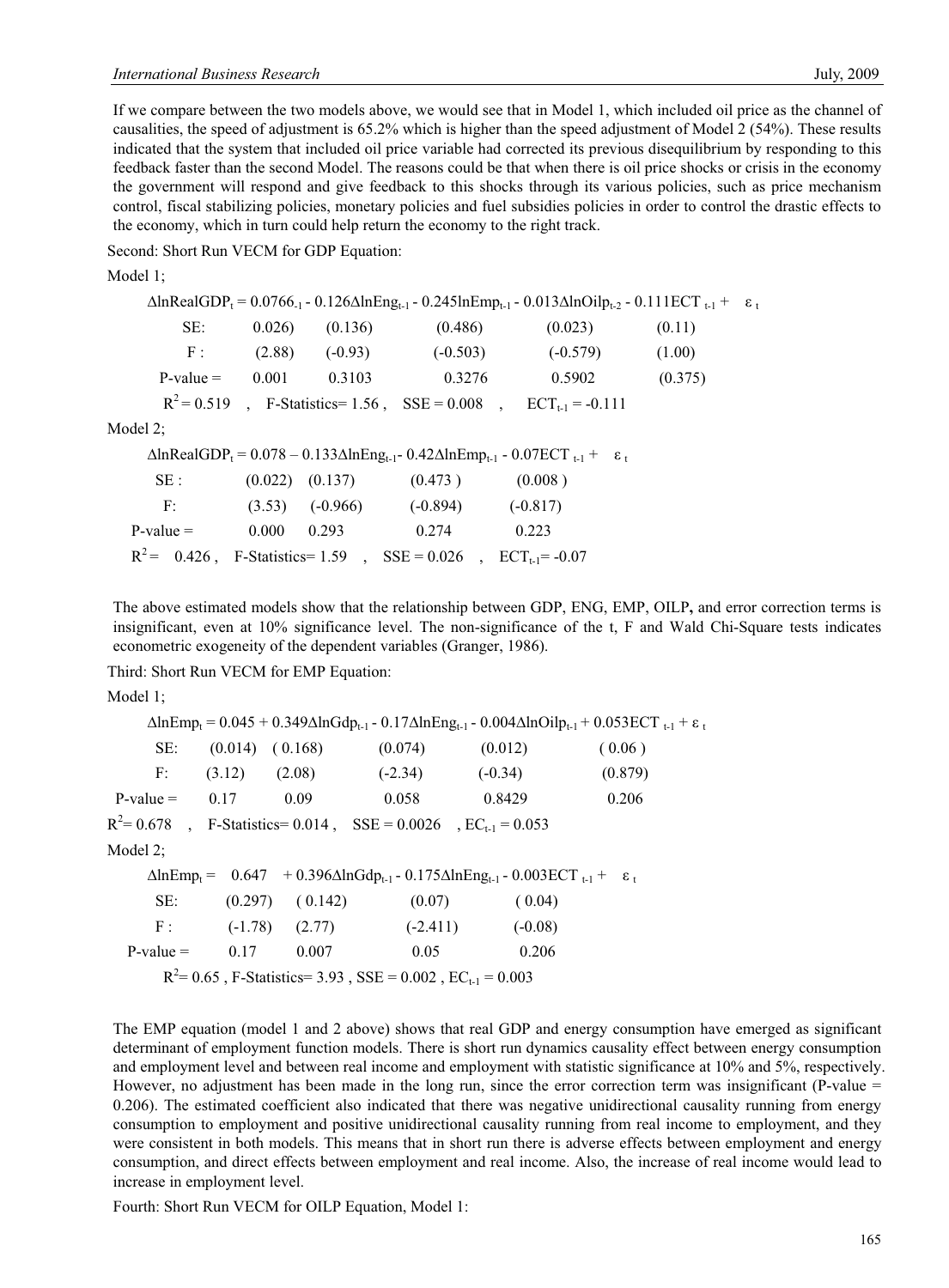If we compare between the two models above, we would see that in Model 1, which included oil price as the channel of causalities, the speed of adjustment is 65.2% which is higher than the speed adjustment of Model 2 (54%). These results indicated that the system that included oil price variable had corrected its previous disequilibrium by responding to this feedback faster than the second Model. The reasons could be that when there is oil price shocks or crisis in the economy the government will respond and give feedback to this shocks through its various policies, such as price mechanism control, fiscal stabilizing policies, monetary policies and fuel subsidies policies in order to control the drastic effects to the economy, which in turn could help return the economy to the right track.

Second: Short Run VECM for GDP Equation:

Model 1;

$$\Delta lnRealGDP_t = 0.0766_{-1} - 0.126\Delta lnEng_{t-1} - 0.245lnEmp_{t-1} - 0.013\Delta lnOilp_{t-2} - 0.111ECT_{t-1} + \varepsilon_t$$

| | | | | | |
|---|---|---|---|---|---|
| SE: | 0.026) | (0.136) | (0.486) | (0.023) | (0.11) |
| F : | (2.88) | (-0.93) | (-0.503) | (-0.579) | (1.00) |
| P-value = | 0.001 | 0.3103 | 0.3276 | 0.5902 | (0.375) |

$R^2 = 0.519$ , F-Statistics= 1.56 , SSE = 0.008 , $ECT_{t-1} = -0.111$

Model 2;

$$\Delta lnRealGDP_t = 0.078 - 0.133\Delta lnEng_{t-1} - 0.42\Delta lnEmp_{t-1} - 0.07ECT_{t-1} + \varepsilon_t$$

| | | | | |
|---|---|---|---|---|
| SE : | (0.022) | (0.137) | (0.473 ) | (0.008 ) |
| F: | (3.53) | (-0.966) | (-0.894) | (-0.817) |
| P-value = | 0.000 | 0.293 | 0.274 | 0.223 |

$R^2 =$ 0.426 , F-Statistics= 1.59 , SSE = 0.026 , $ECT_{t-1}= -0.07$

The above estimated models show that the relationship between GDP, ENG, EMP, OILP**,** and error correction terms is insignificant, even at 10% significance level. The non-significance of the t, F and Wald Chi-Square tests indicates econometric exogeneity of the dependent variables (Granger, 1986).

Third: Short Run VECM for EMP Equation:

Model 1;

$$\Delta lnEmp_t = 0.045 + 0.349\Delta lnGdp_{t-1} - 0.17\Delta lnEng_{t-1} - 0.004\Delta lnOilp_{t-1} + 0.053ECT_{t-1} + \varepsilon_t$$

| | | | | | |
|---|---|---|---|---|---|
| SE: | (0.014) | ( 0.168) | (0.074) | (0.012) | ( 0.06 ) |
| F: | (3.12) | (2.08) | (-2.34) | (-0.34) | (0.879) |
| P-value = | 0.17 | 0.09 | 0.058 | 0.8429 | 0.206 |

$R^2 = 0.678$ , F-Statistics= 0.014 , SSE = 0.0026 , $EC_{t-1} = 0.053$

Model 2;

$$\Delta lnEmp_t = 0.647 + 0.396\Delta lnGdp_{t-1} - 0.175\Delta lnEng_{t-1} - 0.003ECT_{t-1} + \varepsilon_t$$

| | | | | |
|---|---|---|---|---|
| SE: | (0.297) | ( 0.142) | (0.07) | ( 0.04) |
| F : | (-1.78) | (2.77) | (-2.411) | (-0.08) |
| P-value = | 0.17 | 0.007 | 0.05 | 0.206 |

$R^2 = 0.65$ , F-Statistics= 3.93 , SSE = 0.002 , $EC_{t-1} = 0.003$

The EMP equation (model 1 and 2 above) shows that real GDP and energy consumption have emerged as significant determinant of employment function models. There is short run dynamics causality effect between energy consumption and employment level and between real income and employment with statistic significance at 10% and 5%, respectively. However, no adjustment has been made in the long run, since the error correction term was insignificant (P-value = 0.206). The estimated coefficient also indicated that there was negative unidirectional causality running from energy consumption to employment and positive unidirectional causality running from real income to employment, and they were consistent in both models. This means that in short run there is adverse effects between employment and energy consumption, and direct effects between employment and real income. Also, the increase of real income would lead to increase in employment level.

Fourth: Short Run VECM for OILP Equation, Model 1: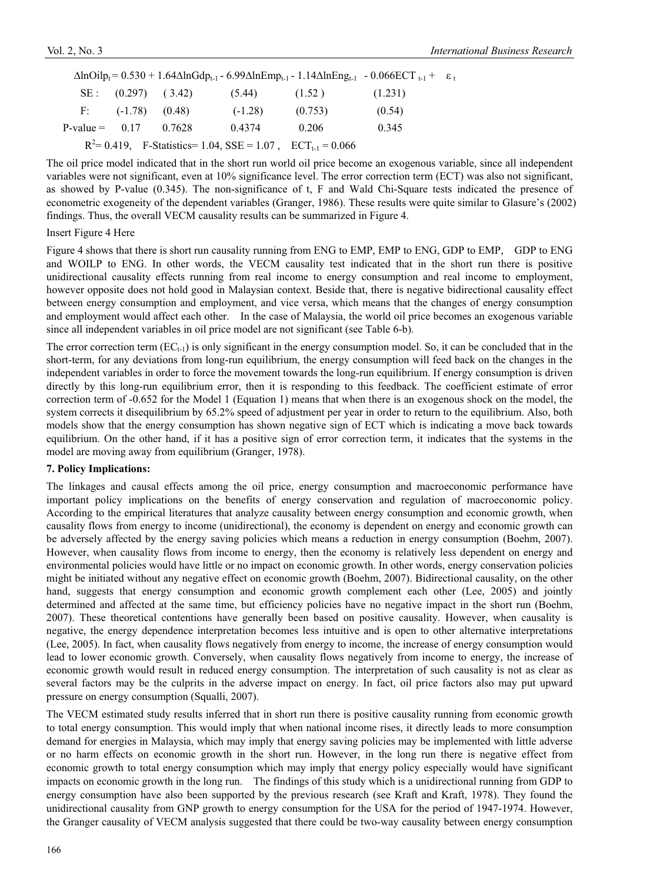$$\Delta \ln Oilp_t = 0.530 + 1.64\Delta \ln Gdp_{t-1} - 6.99\Delta \ln Emp_{t-1} - 1.14\Delta \ln Eng_{t-1} - 0.066ECT_{t-1} + \varepsilon_t$$

| | | | | | |
|---|---|---|---|---|---|
| SE : | (0.297) | ( 3.42) | (5.44) | (1.52 ) | (1.231) |
| F: | (-1.78) | (0.48) | (-1.28) | (0.753) | (0.54) |
| P-value = | 0.17 | 0.7628 | 0.4374 | 0.206 | 0.345 |

$R^2 = 0.419$, F-Statistics= 1.04, SSE = 1.07 , $ECT_{t-1} = 0.066$

The oil price model indicated that in the short run world oil price become an exogenous variable, since all independent variables were not significant, even at 10% significance level. The error correction term (ECT) was also not significant, as showed by P-value (0.345). The non-significance of t, F and Wald Chi-Square tests indicated the presence of econometric exogeneity of the dependent variables (Granger, 1986). These results were quite similar to Glasure's (2002) findings. Thus, the overall VECM causality results can be summarized in Figure 4.

Insert Figure 4 Here

Figure 4 shows that there is short run causality running from ENG to EMP, EMP to ENG, GDP to EMP, GDP to ENG and WOILP to ENG. In other words, the VECM causality test indicated that in the short run there is positive unidirectional causality effects running from real income to energy consumption and real income to employment, however opposite does not hold good in Malaysian context. Beside that, there is negative bidirectional causality effect between energy consumption and employment, and vice versa, which means that the changes of energy consumption and employment would affect each other. In the case of Malaysia, the world oil price becomes an exogenous variable since all independent variables in oil price model are not significant (see Table 6-b).

The error correction term ($EC_{t-1}$) is only significant in the energy consumption model. So, it can be concluded that in the short-term, for any deviations from long-run equilibrium, the energy consumption will feed back on the changes in the independent variables in order to force the movement towards the long-run equilibrium. If energy consumption is driven directly by this long-run equilibrium error, then it is responding to this feedback. The coefficient estimate of error correction term of -0.652 for the Model 1 (Equation 1) means that when there is an exogenous shock on the model, the system corrects it disequilibrium by 65.2% speed of adjustment per year in order to return to the equilibrium. Also, both models show that the energy consumption has shown negative sign of ECT which is indicating a move back towards equilibrium. On the other hand, if it has a positive sign of error correction term, it indicates that the systems in the model are moving away from equilibrium (Granger, 1978).

## 7. Policy Implications:

The linkages and causal effects among the oil price, energy consumption and macroeconomic performance have important policy implications on the benefits of energy conservation and regulation of macroeconomic policy. According to the empirical literatures that analyze causality between energy consumption and economic growth, when causality flows from energy to income (unidirectional), the economy is dependent on energy and economic growth can be adversely affected by the energy saving policies which means a reduction in energy consumption (Boehm, 2007). However, when causality flows from income to energy, then the economy is relatively less dependent on energy and environmental policies would have little or no impact on economic growth. In other words, energy conservation policies might be initiated without any negative effect on economic growth (Boehm, 2007). Bidirectional causality, on the other hand, suggests that energy consumption and economic growth complement each other (Lee, 2005) and jointly determined and affected at the same time, but efficiency policies have no negative impact in the short run (Boehm, 2007). These theoretical contentions have generally been based on positive causality. However, when causality is negative, the energy dependence interpretation becomes less intuitive and is open to other alternative interpretations (Lee, 2005). In fact, when causality flows negatively from energy to income, the increase of energy consumption would lead to lower economic growth. Conversely, when causality flows negatively from income to energy, the increase of economic growth would result in reduced energy consumption. The interpretation of such causality is not as clear as several factors may be the culprits in the adverse impact on energy. In fact, oil price factors also may put upward pressure on energy consumption (Squalli, 2007).

The VECM estimated study results inferred that in short run there is positive causality running from economic growth to total energy consumption. This would imply that when national income rises, it directly leads to more consumption demand for energies in Malaysia, which may imply that energy saving policies may be implemented with little adverse or no harm effects on economic growth in the short run. However, in the long run there is negative effect from economic growth to total energy consumption which may imply that energy policy especially would have significant impacts on economic growth in the long run. The findings of this study which is a unidirectional running from GDP to energy consumption have also been supported by the previous research (see Kraft and Kraft, 1978). They found the unidirectional causality from GNP growth to energy consumption for the USA for the period of 1947-1974. However, the Granger causality of VECM analysis suggested that there could be two-way causality between energy consumption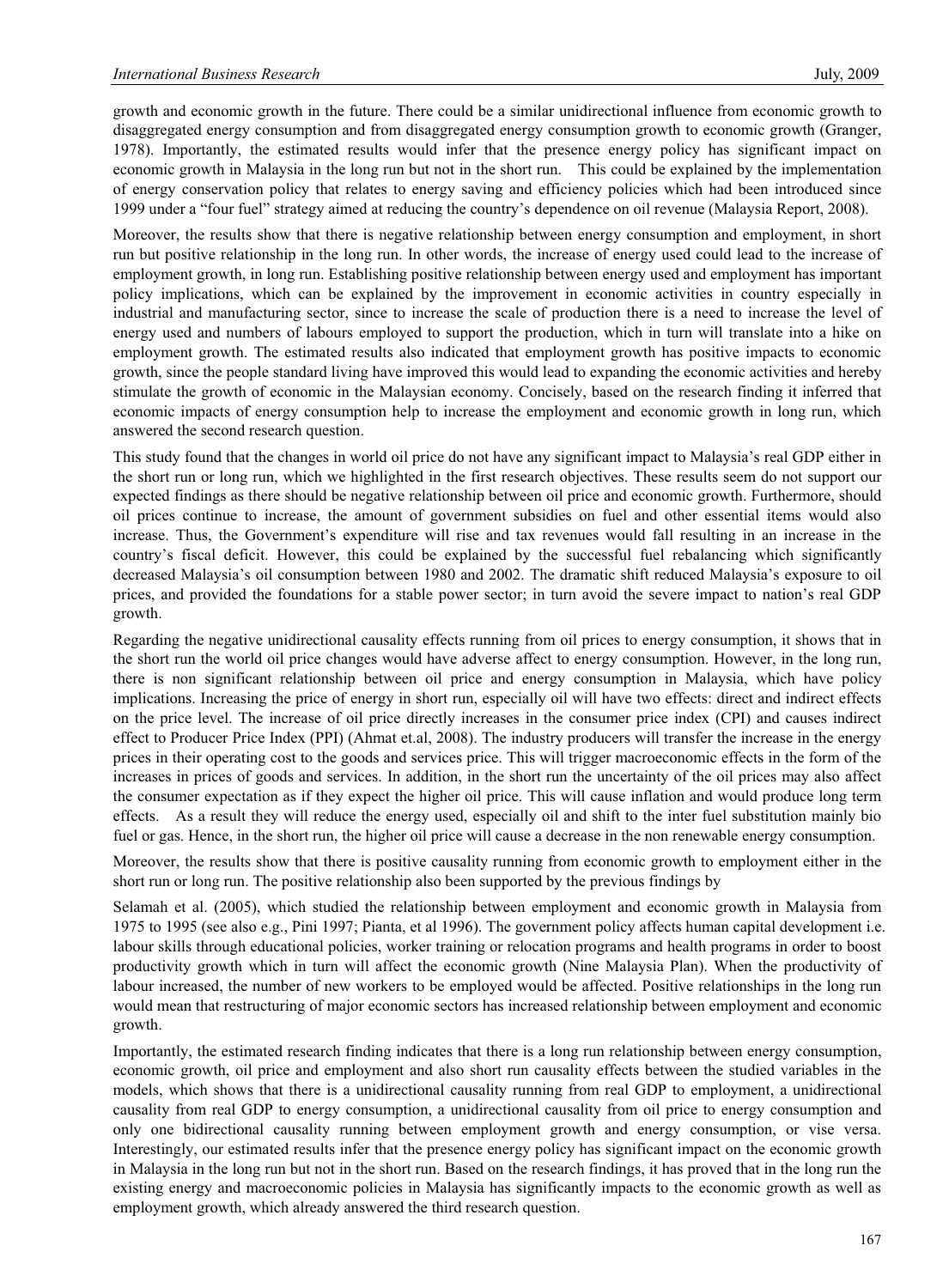growth and economic growth in the future. There could be a similar unidirectional influence from economic growth to disaggregated energy consumption and from disaggregated energy consumption growth to economic growth (Granger, 1978). Importantly, the estimated results would infer that the presence energy policy has significant impact on economic growth in Malaysia in the long run but not in the short run. This could be explained by the implementation of energy conservation policy that relates to energy saving and efficiency policies which had been introduced since 1999 under a "four fuel" strategy aimed at reducing the country's dependence on oil revenue (Malaysia Report, 2008).

Moreover, the results show that there is negative relationship between energy consumption and employment, in short run but positive relationship in the long run. In other words, the increase of energy used could lead to the increase of employment growth, in long run. Establishing positive relationship between energy used and employment has important policy implications, which can be explained by the improvement in economic activities in country especially in industrial and manufacturing sector, since to increase the scale of production there is a need to increase the level of energy used and numbers of labours employed to support the production, which in turn will translate into a hike on employment growth. The estimated results also indicated that employment growth has positive impacts to economic growth, since the people standard living have improved this would lead to expanding the economic activities and hereby stimulate the growth of economic in the Malaysian economy. Concisely, based on the research finding it inferred that economic impacts of energy consumption help to increase the employment and economic growth in long run, which answered the second research question.

This study found that the changes in world oil price do not have any significant impact to Malaysia's real GDP either in the short run or long run, which we highlighted in the first research objectives. These results seem do not support our expected findings as there should be negative relationship between oil price and economic growth. Furthermore, should oil prices continue to increase, the amount of government subsidies on fuel and other essential items would also increase. Thus, the Government's expenditure will rise and tax revenues would fall resulting in an increase in the country's fiscal deficit. However, this could be explained by the successful fuel rebalancing which significantly decreased Malaysia's oil consumption between 1980 and 2002. The dramatic shift reduced Malaysia's exposure to oil prices, and provided the foundations for a stable power sector; in turn avoid the severe impact to nation's real GDP growth.

Regarding the negative unidirectional causality effects running from oil prices to energy consumption, it shows that in the short run the world oil price changes would have adverse affect to energy consumption. However, in the long run, there is non significant relationship between oil price and energy consumption in Malaysia, which have policy implications. Increasing the price of energy in short run, especially oil will have two effects: direct and indirect effects on the price level. The increase of oil price directly increases in the consumer price index (CPI) and causes indirect effect to Producer Price Index (PPI) (Ahmat et.al, 2008). The industry producers will transfer the increase in the energy prices in their operating cost to the goods and services price. This will trigger macroeconomic effects in the form of the increases in prices of goods and services. In addition, in the short run the uncertainty of the oil prices may also affect the consumer expectation as if they expect the higher oil price. This will cause inflation and would produce long term effects. As a result they will reduce the energy used, especially oil and shift to the inter fuel substitution mainly bio fuel or gas. Hence, in the short run, the higher oil price will cause a decrease in the non renewable energy consumption.

Moreover, the results show that there is positive causality running from economic growth to employment either in the short run or long run. The positive relationship also been supported by the previous findings by

Selamah et al. (2005), which studied the relationship between employment and economic growth in Malaysia from 1975 to 1995 (see also e.g., Pini 1997; Pianta, et al 1996). The government policy affects human capital development i.e. labour skills through educational policies, worker training or relocation programs and health programs in order to boost productivity growth which in turn will affect the economic growth (Nine Malaysia Plan). When the productivity of labour increased, the number of new workers to be employed would be affected. Positive relationships in the long run would mean that restructuring of major economic sectors has increased relationship between employment and economic growth.

Importantly, the estimated research finding indicates that there is a long run relationship between energy consumption, economic growth, oil price and employment and also short run causality effects between the studied variables in the models, which shows that there is a unidirectional causality running from real GDP to employment, a unidirectional causality from real GDP to energy consumption, a unidirectional causality from oil price to energy consumption and only one bidirectional causality running between employment growth and energy consumption, or vise versa. Interestingly, our estimated results infer that the presence energy policy has significant impact on the economic growth in Malaysia in the long run but not in the short run. Based on the research findings, it has proved that in the long run the existing energy and macroeconomic policies in Malaysia has significantly impacts to the economic growth as well as employment growth, which already answered the third research question.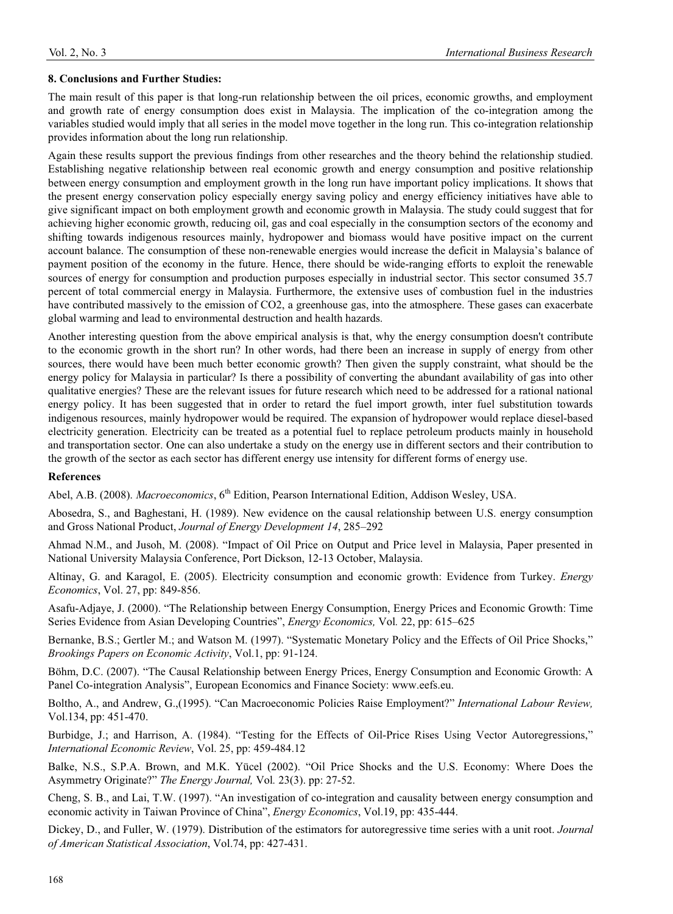### 8. Conclusions and Further Studies:

The main result of this paper is that long-run relationship between the oil prices, economic growths, and employment and growth rate of energy consumption does exist in Malaysia. The implication of the co-integration among the variables studied would imply that all series in the model move together in the long run. This co-integration relationship provides information about the long run relationship.

Again these results support the previous findings from other researches and the theory behind the relationship studied. Establishing negative relationship between real economic growth and energy consumption and positive relationship between energy consumption and employment growth in the long run have important policy implications. It shows that the present energy conservation policy especially energy saving policy and energy efficiency initiatives have able to give significant impact on both employment growth and economic growth in Malaysia. The study could suggest that for achieving higher economic growth, reducing oil, gas and coal especially in the consumption sectors of the economy and shifting towards indigenous resources mainly, hydropower and biomass would have positive impact on the current account balance. The consumption of these non-renewable energies would increase the deficit in Malaysia's balance of payment position of the economy in the future. Hence, there should be wide-ranging efforts to exploit the renewable sources of energy for consumption and production purposes especially in industrial sector. This sector consumed 35.7 percent of total commercial energy in Malaysia. Furthermore, the extensive uses of combustion fuel in the industries have contributed massively to the emission of $CO_2$, a greenhouse gas, into the atmosphere. These gases can exacerbate global warming and lead to environmental destruction and health hazards.

Another interesting question from the above empirical analysis is that, why the energy consumption doesn't contribute to the economic growth in the short run? In other words, had there been an increase in supply of energy from other sources, there would have been much better economic growth? Then given the supply constraint, what should be the energy policy for Malaysia in particular? Is there a possibility of converting the abundant availability of gas into other qualitative energies? These are the relevant issues for future research which need to be addressed for a rational national energy policy. It has been suggested that in order to retard the fuel import growth, inter fuel substitution towards indigenous resources, mainly hydropower would be required. The expansion of hydropower would replace diesel-based electricity generation. Electricity can be treated as a potential fuel to replace petroleum products mainly in household and transportation sector. One can also undertake a study on the energy use in different sectors and their contribution to the growth of the sector as each sector has different energy use intensity for different forms of energy use.

### References

Abel, A.B. (2008). *Macroeconomics*, 6th Edition, Pearson International Edition, Addison Wesley, USA.

Abosedra, S., and Baghestani, H. (1989). New evidence on the causal relationship between U.S. energy consumption and Gross National Product, *Journal of Energy Development 14*, 285–292

Ahmad N.M., and Jusoh, M. (2008). "Impact of Oil Price on Output and Price level in Malaysia, Paper presented in National University Malaysia Conference, Port Dickson, 12-13 October, Malaysia.

Altinay, G. and Karagol, E. (2005). Electricity consumption and economic growth: Evidence from Turkey. *Energy Economics*, Vol. 27, pp: 849-856.

Asafu-Adjaye, J. (2000). "The Relationship between Energy Consumption, Energy Prices and Economic Growth: Time Series Evidence from Asian Developing Countries", *Energy Economics,* Vol*.* 22, pp: 615–625

Bernanke, B.S.; Gertler M.; and Watson M. (1997). "Systematic Monetary Policy and the Effects of Oil Price Shocks," *Brookings Papers on Economic Activity*, Vol.1, pp: 91-124.

Böhm, D.C. (2007). "The Causal Relationship between Energy Prices, Energy Consumption and Economic Growth: A Panel Co-integration Analysis", European Economics and Finance Society: www.eefs.eu.

Boltho, A., and Andrew, G.,(1995). "Can Macroeconomic Policies Raise Employment?" *International Labour Review,* Vol.134, pp: 451-470.

Burbidge, J.; and Harrison, A. (1984). "Testing for the Effects of Oil-Price Rises Using Vector Autoregressions," *International Economic Review*, Vol. 25, pp: 459-484.12

Balke, N.S., S.P.A. Brown, and M.K. Yücel (2002). "Oil Price Shocks and the U.S. Economy: Where Does the Asymmetry Originate?" *The Energy Journal,* Vol*.* 23(3). pp: 27-52.

Cheng, S. B., and Lai, T.W. (1997). "An investigation of co-integration and causality between energy consumption and economic activity in Taiwan Province of China", *Energy Economics*, Vol.19, pp: 435-444.

Dickey, D., and Fuller, W. (1979). Distribution of the estimators for autoregressive time series with a unit root. *Journal of American Statistical Association*, Vol.74, pp: 427-431.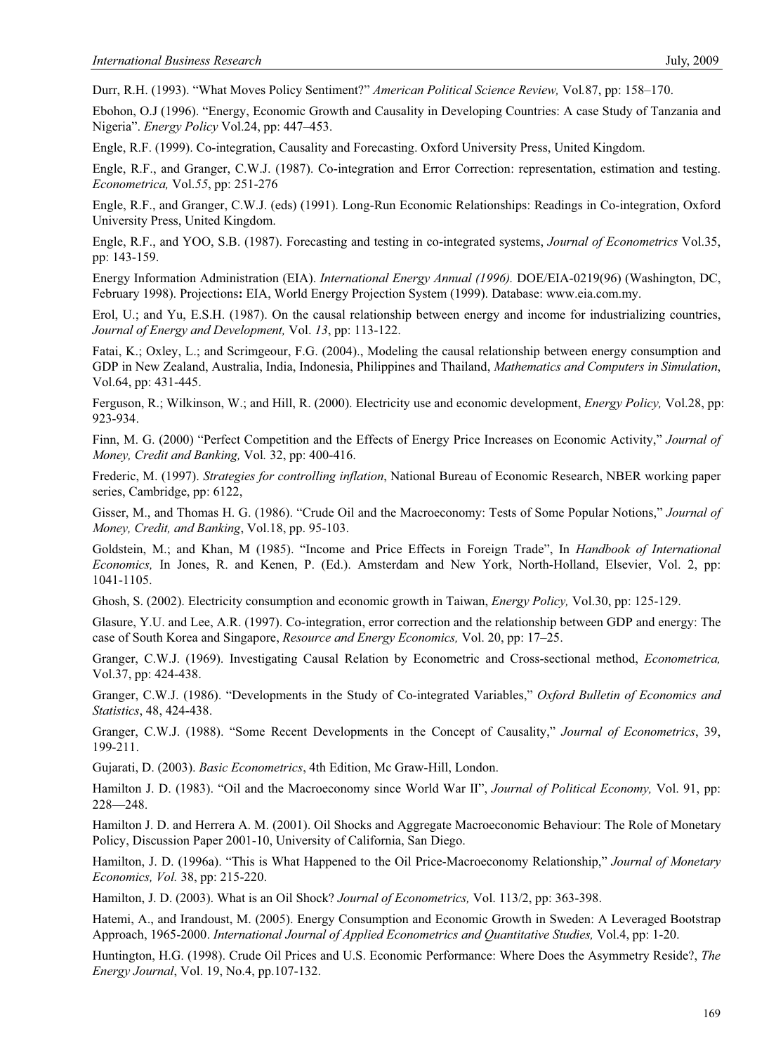Durr, R.H. (1993). "What Moves Policy Sentiment?" *American Political Science Review,* Vol.87, pp: 158–170.

Ebohon, O.J (1996). "Energy, Economic Growth and Causality in Developing Countries: A case Study of Tanzania and Nigeria". *Energy Policy* Vol.24, pp: 447–453.

Engle, R.F. (1999). Co-integration, Causality and Forecasting. Oxford University Press, United Kingdom.

Engle, R.F., and Granger, C.W.J. (1987). Co-integration and Error Correction: representation, estimation and testing. *Econometrica,* Vol.*55*, pp: 251-276

Engle, R.F., and Granger, C.W.J. (eds) (1991). Long-Run Economic Relationships: Readings in Co-integration, Oxford University Press, United Kingdom.

Engle, R.F., and YOO, S.B. (1987). Forecasting and testing in co-integrated systems, *Journal of Econometrics* Vol.35, pp: 143-159.

Energy Information Administration (EIA). *International Energy Annual (1996).* DOE/EIA-0219(96) (Washington, DC, February 1998). Projections**:** EIA, World Energy Projection System (1999). Database: www.eia.com.my.

Erol, U.; and Yu, E.S.H. (1987). On the causal relationship between energy and income for industrializing countries, *Journal of Energy and Development,* Vol. *13*, pp: 113-122.

Fatai, K.; Oxley, L.; and Scrimgeour, F.G. (2004)., Modeling the causal relationship between energy consumption and GDP in New Zealand, Australia, India, Indonesia, Philippines and Thailand, *Mathematics and Computers in Simulation*, Vol.64, pp: 431-445.

Ferguson, R.; Wilkinson, W.; and Hill, R. (2000). Electricity use and economic development, *Energy Policy,* Vol.28, pp: 923-934.

Finn, M. G. (2000) "Perfect Competition and the Effects of Energy Price Increases on Economic Activity," *Journal of Money, Credit and Banking,* Vol*.* 32, pp: 400-416.

Frederic, M. (1997). *Strategies for controlling inflation*, National Bureau of Economic Research, NBER working paper series, Cambridge, pp: 6122,

Gisser, M., and Thomas H. G. (1986). "Crude Oil and the Macroeconomy: Tests of Some Popular Notions," *Journal of Money, Credit, and Banking*, Vol.18, pp. 95-103.

Goldstein, M.; and Khan, M (1985). "Income and Price Effects in Foreign Trade", In *Handbook of International Economics,* In Jones, R. and Kenen, P. (Ed.). Amsterdam and New York, North-Holland, Elsevier, Vol. 2, pp: 1041-1105.

Ghosh, S. (2002). Electricity consumption and economic growth in Taiwan, *Energy Policy,* Vol.30, pp: 125-129.

Glasure, Y.U. and Lee, A.R. (1997). Co-integration, error correction and the relationship between GDP and energy: The case of South Korea and Singapore, *Resource and Energy Economics,* Vol. 20, pp: 17–25.

Granger, C.W.J. (1969). Investigating Causal Relation by Econometric and Cross-sectional method, *Econometrica,* Vol.37, pp: 424-438.

Granger, C.W.J. (1986). "Developments in the Study of Co-integrated Variables," *Oxford Bulletin of Economics and Statistics*, 48, 424-438.

Granger, C.W.J. (1988). "Some Recent Developments in the Concept of Causality," *Journal of Econometrics*, 39, 199-211.

Gujarati, D. (2003). *Basic Econometrics*, 4th Edition, Mc Graw-Hill, London.

Hamilton J. D. (1983). "Oil and the Macroeconomy since World War II", *Journal of Political Economy,* Vol. 91, pp: 228—248.

Hamilton J. D. and Herrera A. M. (2001). Oil Shocks and Aggregate Macroeconomic Behaviour: The Role of Monetary Policy, Discussion Paper 2001-10, University of California, San Diego.

Hamilton, J. D. (1996a). "This is What Happened to the Oil Price-Macroeconomy Relationship," *Journal of Monetary Economics, Vol.* 38, pp: 215-220.

Hamilton, J. D. (2003). What is an Oil Shock? *Journal of Econometrics,* Vol. 113/2, pp: 363-398.

Hatemi, A., and Irandoust, M. (2005). Energy Consumption and Economic Growth in Sweden: A Leveraged Bootstrap Approach, 1965-2000. *International Journal of Applied Econometrics and Quantitative Studies,* Vol.4, pp: 1-20.

Huntington, H.G. (1998). Crude Oil Prices and U.S. Economic Performance: Where Does the Asymmetry Reside?, *The Energy Journal*, Vol. 19, No.4, pp.107-132.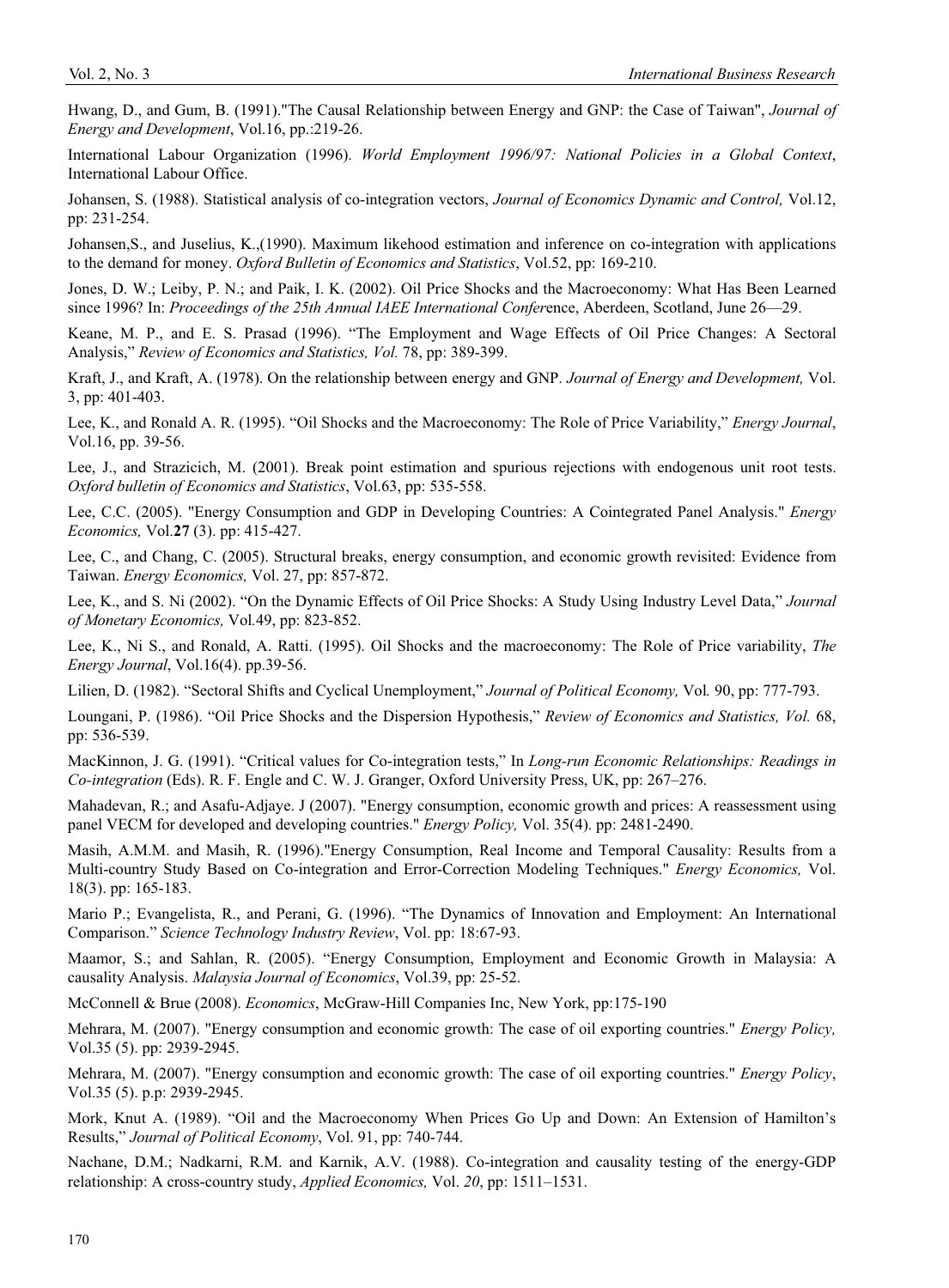Hwang, D., and Gum, B. (1991)."The Causal Relationship between Energy and GNP: the Case of Taiwan", *Journal of Energy and Development*, Vol.16, pp.:219-26.

International Labour Organization (1996). *World Employment 1996/97: National Policies in a Global Context*, International Labour Office.

Johansen, S. (1988). Statistical analysis of co-integration vectors, *Journal of Economics Dynamic and Control,* Vol.12, pp: 231-254.

Johansen,S., and Juselius, K.,(1990). Maximum likehood estimation and inference on co-integration with applications to the demand for money. *Oxford Bulletin of Economics and Statistics*, Vol.52, pp: 169-210.

Jones, D. W.; Leiby, P. N.; and Paik, I. K. (2002). Oil Price Shocks and the Macroeconomy: What Has Been Learned since 1996? In: *Proceedings of the 25th Annual IAEE International Confere*nce, Aberdeen, Scotland, June 26—29.

Keane, M. P., and E. S. Prasad (1996). "The Employment and Wage Effects of Oil Price Changes: A Sectoral Analysis," *Review of Economics and Statistics, Vol.* 78, pp: 389-399.

Kraft, J., and Kraft, A. (1978). On the relationship between energy and GNP. *Journal of Energy and Development,* Vol. 3, pp: 401-403.

Lee, K., and Ronald A. R. (1995). "Oil Shocks and the Macroeconomy: The Role of Price Variability," *Energy Journal*, Vol.16, pp. 39-56.

Lee, J., and Strazicich, M. (2001). Break point estimation and spurious rejections with endogenous unit root tests. *Oxford bulletin of Economics and Statistics*, Vol.63, pp: 535-558.

Lee, C.C. (2005). "Energy Consumption and GDP in Developing Countries: A Cointegrated Panel Analysis." *Energy Economics,* Vol.**27** (3). pp: 415-427.

Lee, C., and Chang, C. (2005). Structural breaks, energy consumption, and economic growth revisited: Evidence from Taiwan. *Energy Economics,* Vol. 27, pp: 857-872.

Lee, K., and S. Ni (2002). "On the Dynamic Effects of Oil Price Shocks: A Study Using Industry Level Data," *Journal of Monetary Economics,* Vol.49, pp: 823-852.

Lee, K., Ni S., and Ronald, A. Ratti. (1995). Oil Shocks and the macroeconomy: The Role of Price variability, *The Energy Journal*, Vol.16(4). pp.39-56.

Lilien, D. (1982). "Sectoral Shifts and Cyclical Unemployment," *Journal of Political Economy,* Vol*.* 90, pp: 777-793.

Loungani, P. (1986). "Oil Price Shocks and the Dispersion Hypothesis," *Review of Economics and Statistics, Vol.* 68, pp: 536-539.

MacKinnon, J. G. (1991). "Critical values for Co-integration tests," In *Long-run Economic Relationships: Readings in Co-integration* (Eds). R. F. Engle and C. W. J. Granger, Oxford University Press, UK, pp: 267–276.

Mahadevan, R.; and Asafu-Adjaye. J (2007). "Energy consumption, economic growth and prices: A reassessment using panel VECM for developed and developing countries." *Energy Policy,* Vol. 35(4). pp: 2481-2490.

Masih, A.M.M. and Masih, R. (1996)."Energy Consumption, Real Income and Temporal Causality: Results from a Multi-country Study Based on Co-integration and Error-Correction Modeling Techniques." *Energy Economics,* Vol. 18(3). pp: 165-183.

Mario P.; Evangelista, R., and Perani, G. (1996). "The Dynamics of Innovation and Employment: An International Comparison." *Science Technology Industry Review*, Vol. pp: 18:67-93.

Maamor, S.; and Sahlan, R. (2005). "Energy Consumption, Employment and Economic Growth in Malaysia: A causality Analysis. *Malaysia Journal of Economics*, Vol.39, pp: 25-52.

McConnell & Brue (2008). *Economics*, McGraw-Hill Companies Inc, New York, pp:175-190

Mehrara, M. (2007). "Energy consumption and economic growth: The case of oil exporting countries." *Energy Policy,* Vol.35 (5). pp: 2939-2945.

Mehrara, M. (2007). "Energy consumption and economic growth: The case of oil exporting countries." *Energy Policy*, Vol.35 (5). p.p: 2939-2945.

Mork, Knut A. (1989). "Oil and the Macroeconomy When Prices Go Up and Down: An Extension of Hamilton's Results," *Journal of Political Economy*, Vol. 91, pp: 740-744.

Nachane, D.M.; Nadkarni, R.M. and Karnik, A.V. (1988). Co-integration and causality testing of the energy-GDP relationship: A cross-country study, *Applied Economics,* Vol. *20*, pp: 1511–1531.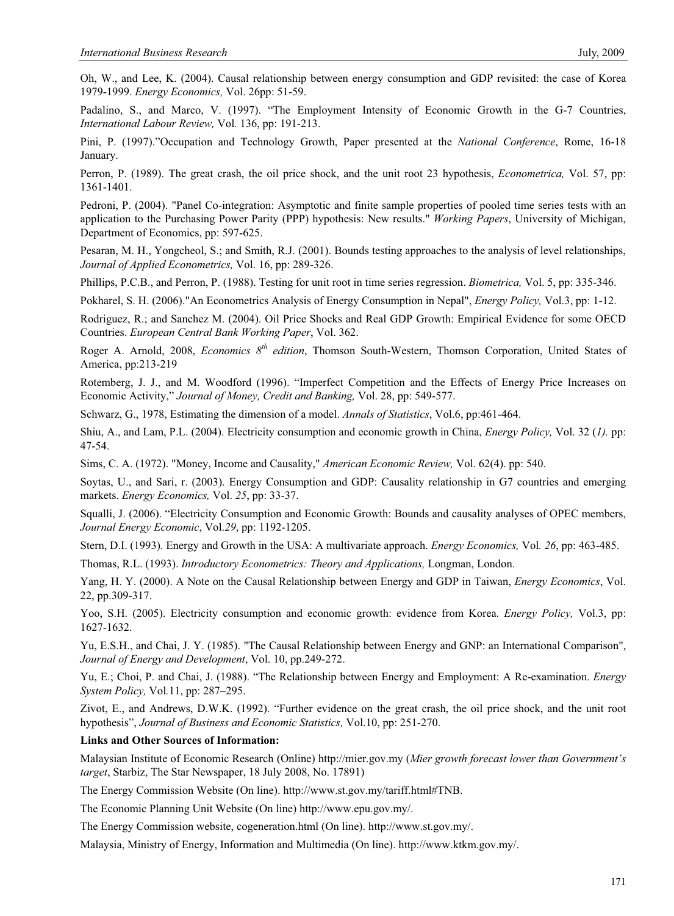Oh, W., and Lee, K. (2004). Causal relationship between energy consumption and GDP revisited: the case of Korea 1979-1999. *Energy Economics,* Vol. 26pp: 51-59.

Padalino, S., and Marco, V. (1997). "The Employment Intensity of Economic Growth in the G-7 Countries, *International Labour Review,* Vol. 136, pp: 191-213.

Pini, P. (1997)."Occupation and Technology Growth, Paper presented at the *National Conference*, Rome, 16-18 January.

Perron, P. (1989). The great crash, the oil price shock, and the unit root 23 hypothesis, *Econometrica,* Vol. 57, pp: 1361-1401.

Pedroni, P. (2004). "Panel Co-integration: Asymptotic and finite sample properties of pooled time series tests with an application to the Purchasing Power Parity (PPP) hypothesis: New results." *Working Papers*, University of Michigan, Department of Economics, pp: 597-625.

Pesaran, M. H., Yongcheol, S.; and Smith, R.J. (2001). Bounds testing approaches to the analysis of level relationships, *Journal of Applied Econometrics,* Vol. 16, pp: 289-326.

Phillips, P.C.B., and Perron, P. (1988). Testing for unit root in time series regression. *Biometrica,* Vol. 5, pp: 335-346.

Pokharel, S. H. (2006)."An Econometrics Analysis of Energy Consumption in Nepal", *Energy Policy,* Vol.3, pp: 1-12.

Rodriguez, R.; and Sanchez M. (2004). Oil Price Shocks and Real GDP Growth: Empirical Evidence for some OECD Countries. *European Central Bank Working Paper*, Vol. 362.

Roger A. Arnold, 2008, *Economics 8th edition*, Thomson South-Western, Thomson Corporation, United States of America, pp:213-219

Rotemberg, J. J., and M. Woodford (1996). "Imperfect Competition and the Effects of Energy Price Increases on Economic Activity," *Journal of Money, Credit and Banking,* Vol. 28, pp: 549-577.

Schwarz, G., 1978, Estimating the dimension of a model. *Annals of Statistics*, Vol.6, pp:461-464.

Shiu, A., and Lam, P.L. (2004). Electricity consumption and economic growth in China, *Energy Policy,* Vol. 32 (*1).* pp: 47-54.

Sims, C. A. (1972). "Money, Income and Causality," *American Economic Review,* Vol. 62(4). pp: 540.

Soytas, U., and Sari, r. (2003). Energy Consumption and GDP: Causality relationship in G7 countries and emerging markets. *Energy Economics,* Vol. *25*, pp: 33-37.

Squalli, J. (2006). "Electricity Consumption and Economic Growth: Bounds and causality analyses of OPEC members, *Journal Energy Economic*, Vol.*29*, pp: 1192-1205.

Stern, D.I. (1993). Energy and Growth in the USA: A multivariate approach. *Energy Economics,* Vol. *26*, pp: 463-485.

Thomas, R.L. (1993). *Introductory Econometrics: Theory and Applications,* Longman, London.

Yang, H. Y. (2000). A Note on the Causal Relationship between Energy and GDP in Taiwan, *Energy Economics*, Vol. 22, pp.309-317.

Yoo, S.H. (2005). Electricity consumption and economic growth: evidence from Korea. *Energy Policy,* Vol.3, pp: 1627-1632.

Yu, E.S.H., and Chai, J. Y. (1985). "The Causal Relationship between Energy and GNP: an International Comparison", *Journal of Energy and Development*, Vol. 10, pp.249-272.

Yu, E.; Choi, P. and Chai, J. (1988). "The Relationship between Energy and Employment: A Re-examination. *Energy System Policy,* Vol.11, pp: 287–295.

Zivot, E., and Andrews, D.W.K. (1992). "Further evidence on the great crash, the oil price shock, and the unit root hypothesis", *Journal of Business and Economic Statistics,* Vol.10, pp: 251-270.

**Links and Other Sources of Information:**

Malaysian Institute of Economic Research (Online) http://mier.gov.my (*Mier growth forecast lower than Government's target*, Starbiz, The Star Newspaper, 18 July 2008, No. 17891)

The Energy Commission Website (On line). http://www.st.gov.my/tariff.html#TNB.

The Economic Planning Unit Website (On line) http://www.epu.gov.my/.

The Energy Commission website, cogeneration.html (On line). http://www.st.gov.my/.

Malaysia, Ministry of Energy, Information and Multimedia (On line). http://www.ktkm.gov.my/.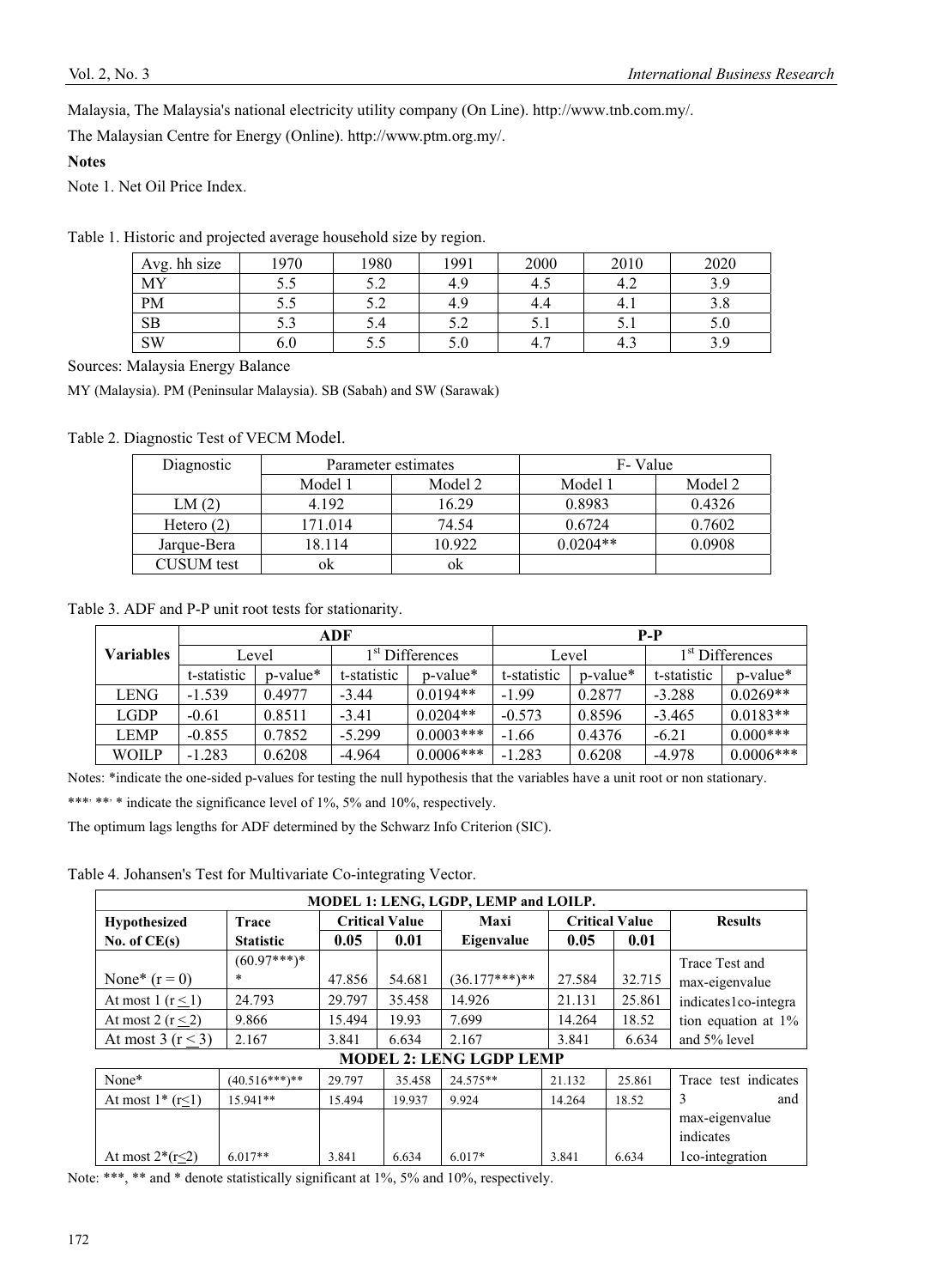Malaysia, The Malaysia's national electricity utility company (On Line). http://www.tnb.com.my/.

The Malaysian Centre for Energy (Online). http://www.ptm.org.my/.

**Notes**

Note 1. Net Oil Price Index.

Table 1. Historic and projected average household size by region.

| Avg. hh size | 1970 | 1980 | 1991 | 2000 | 2010 | 2020 |
|---|---|---|---|---|---|---|
| MY | 5.5 | 5.2 | 4.9 | 4.5 | 4.2 | 3.9 |
| PM | 5.5 | 5.2 | 4.9 | 4.4 | 4.1 | 3.8 |
| SB | 5.3 | 5.4 | 5.2 | 5.1 | 5.1 | 5.0 |
| SW | 6.0 | 5.5 | 5.0 | 4.7 | 4.3 | 3.9 |

Sources: Malaysia Energy Balance

MY (Malaysia). PM (Peninsular Malaysia). SB (Sabah) and SW (Sarawak)

Table 2. Diagnostic Test of VECM Model.

| Diagnostic | Parameter estimates | | F- Value | |
|---|---|---|---|---|
| | Model 1 | Model 2 | Model 1 | Model 2 |
| LM (2) | 4.192 | 16.29 | 0.8983 | 0.4326 |
| Hetero (2) | 171.014 | 74.54 | 0.6724 | 0.7602 |
| Jarque-Bera | 18.114 | 10.922 | 0.0204** | 0.0908 |
| CUSUM test | ok | ok | | |

Table 3. ADF and P-P unit root tests for stationarity.

| Variables | ADF | | | | P-P | | | |
|---|---|---|---|---|---|---|---|---|
| | Level | | 1st Differences | | Level | | 1st Differences | |
| | t-statistic | p-value* | t-statistic | p-value* | t-statistic | p-value* | t-statistic | p-value* |
| LENG | -1.539 | 0.4977 | -3.44 | 0.0194** | -1.99 | 0.2877 | -3.288 | 0.0269** |
| LGDP | -0.61 | 0.8511 | -3.41 | 0.0204** | -0.573 | 0.8596 | -3.465 | 0.0183** |
| LEMP | -0.855 | 0.7852 | -5.299 | 0.0003*** | -1.66 | 0.4376 | -6.21 | 0.000*** |
| WOILP | -1.283 | 0.6208 | -4.964 | 0.0006*** | -1.283 | 0.6208 | -4.978 | 0.0006*** |

Notes: *indicate the one-sided p-values for testing the null hypothesis that the variables have a unit root or non stationary.

***, **, * indicate the significance level of 1%, 5% and 10%, respectively.

The optimum lags lengths for ADF determined by the Schwarz Info Criterion (SIC).

Table 4. Johansen's Test for Multivariate Co-integrating Vector.

| MODEL 1: LENG, LGDP, LEMP and LOILP. | | | | | | | |
|---|---|---|---|---|---|---|---|
| **Hypothesized No. of CE(s)** | **Trace Statistic** | **Critical Value 0.05** | **Critical Value 0.01** | **Maxi Eigenvalue** | **Critical Value 0.05** | **Critical Value 0.01** | **Results** |
| None* ($r = 0$) | (60.97***)** | 47.856 | 54.681 | (36.177***)** | 27.584 | 32.715 | Trace Test and max-eigenvalue indicates1co-integration equation at 1% and 5% level |
| At most 1 ($r \leq 1$) | 24.793 | 29.797 | 35.458 | 14.926 | 21.131 | 25.861 | |
| At most 2 ($r \leq 2$) | 9.866 | 15.494 | 19.93 | 7.699 | 14.264 | 18.52 | |
| At most 3 ($r \leq 3$) | 2.167 | 3.841 | 6.634 | 2.167 | 3.841 | 6.634 | |
| **MODEL 2: LENG LGDP LEMP** | | | | | | | |
| None* | (40.516***)** | 29.797 | 35.458 | 24.575** | 21.132 | 25.861 | Trace test indicates 3 and max-eigenvalue indicates 1co-integration |
| At most 1* ($r \leq 1$) | 15.941** | 15.494 | 19.937 | 9.924 | 14.264 | 18.52 | |
| At most 2* ($r \leq 2$) | 6.017** | 3.841 | 6.634 | 6.017* | 3.841 | 6.634 | |

Note: ***, ** and * denote statistically significant at 1%, 5% and 10%, respectively.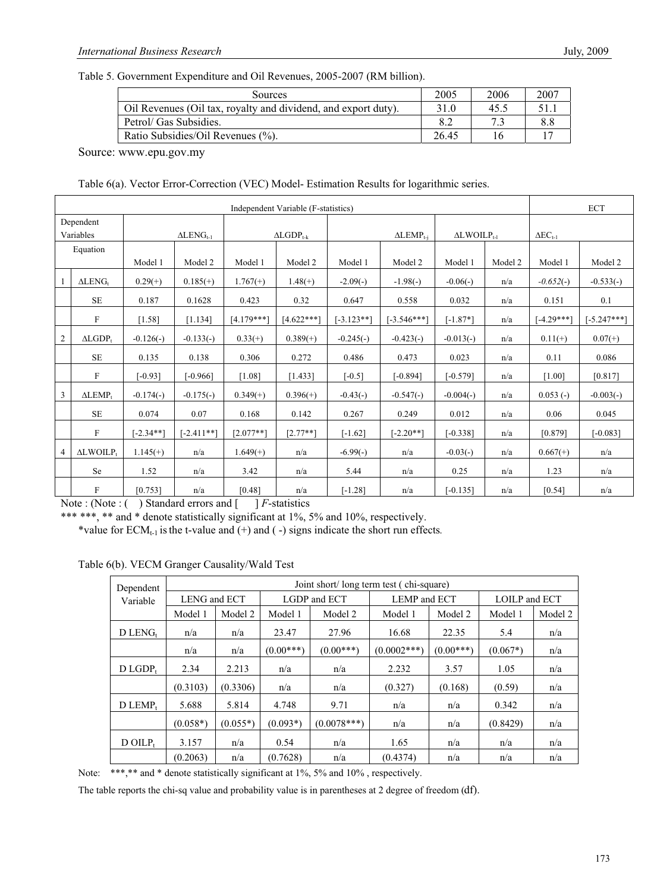Table 5. Government Expenditure and Oil Revenues, 2005-2007 (RM billion).

| Sources | 2005 | 2006 | 2007 |
| --- | --- | --- | --- |
| Oil Revenues (Oil tax, royalty and dividend, and export duty). | 31.0 | 45.5 | 51.1 |
| Petrol/ Gas Subsidies. | 8.2 | 7.3 | 8.8 |
| Ratio Subsidies/Oil Revenues (%). | 26.45 | 16 | 17 |

Source: www.epu.gov.my

Table 6(a). Vector Error-Correction (VEC) Model- Estimation Results for logarithmic series.

| | Dependent Variables | Independent Variable (F-statistics) | | | | | | | | ECT | |
| --- | --- | --- | --- | --- | --- | --- | --- | --- | --- | --- | --- |
| | | $\Delta LENG_{t-1}$ | | $\Delta LGDP_{t-k}$ | | $\Delta LEMP_{t-j}$ | | $\Delta LWOILP_{t-l}$ | | $\Delta EC_{t-1}$ | |
| | Equation | Model 1 | Model 2 | Model 1 | Model 2 | Model 1 | Model 2 | Model 1 | Model 2 | Model 1 | Model 2 |
| 1 | $\Delta LENG_t$ | 0.29(+) | 0.185(+) | 1.767(+) | 1.48(+) | -2.09(-) | -1.98(-) | -0.06(-) | n/a | *-0.652*(-) | -0.533(-) |
| | SE | 0.187 | 0.1628 | 0.423 | 0.32 | 0.647 | 0.558 | 0.032 | n/a | 0.151 | 0.1 |
| | F | [1.58] | [1.134] | [4.179***] | [4.622***] | [-3.123**] | [-3.546***] | [-1.87*] | n/a | [-4.29***] | [-5.247***] |
| 2 | $\Delta LGDP_t$ | -0.126(-) | -0.133(-) | 0.33(+) | 0.389(+) | -0.245(-) | -0.423(-) | -0.013(-) | n/a | 0.11(+) | 0.07(+) |
| | SE | 0.135 | 0.138 | 0.306 | 0.272 | 0.486 | 0.473 | 0.023 | n/a | 0.11 | 0.086 |
| | F | [-0.93] | [-0.966] | [1.08] | [1.433] | [-0.5] | [-0.894] | [-0.579] | n/a | [1.00] | [0.817] |
| 3 | $\Delta LEMP_t$ | -0.174(-) | -0.175(-) | 0.349(+) | 0.396(+) | -0.43(-) | -0.547(-) | -0.004(-) | n/a | 0.053 (-) | -0.003(-) |
| | SE | 0.074 | 0.07 | 0.168 | 0.142 | 0.267 | 0.249 | 0.012 | n/a | 0.06 | 0.045 |
| | F | [-2.34**] | [-2.411**] | [2.077**] | [2.77**] | [-1.62] | [-2.20**] | [-0.338] | n/a | [0.879] | [-0.083] |
| 4 | $\Delta LWOILP_t$ | 1.145(+) | n/a | 1.649(+) | n/a | -6.99(-) | n/a | -0.03(-) | n/a | 0.667(+) | n/a |
| | Se | 1.52 | n/a | 3.42 | n/a | 5.44 | n/a | 0.25 | n/a | 1.23 | n/a |
| | F | [0.753] | n/a | [0.48] | n/a | [-1.28] | n/a | [-0.135] | n/a | [0.54] | n/a |

Note : (Note : ( ) Standard errors and [ ] *F*-statistics

*** ***, ** and * denote statistically significant at 1%, 5% and 10%, respectively.

*value for $ECM_{t-1}$ is the t-value and (+) and ( -) signs indicate the short run effects.

Table 6(b). VECM Granger Causality/Wald Test

| Dependent Variable | Joint short/ long term test ( chi-square) | | | | | | | |
| --- | --- | --- | --- | --- | --- | --- | --- | --- |
| | LENG and ECT | | LGDP and ECT | | LEMP and ECT | | LOILP and ECT | |
| | Model 1 | Model 2 | Model 1 | Model 2 | Model 1 | Model 2 | Model 1 | Model 2 |
| D $LENG_t$ | n/a | n/a | 23.47 | 27.96 | 16.68 | 22.35 | 5.4 | n/a |
| | n/a | n/a | (0.00***) | (0.00***) | (0.0002***) | (0.00***) | (0.067*) | n/a |
| D $LGDP_t$ | 2.34 | 2.213 | n/a | n/a | 2.232 | 3.57 | 1.05 | n/a |
| | (0.3103) | (0.3306) | n/a | n/a | (0.327) | (0.168) | (0.59) | n/a |
| D $LEMP_t$ | 5.688 | 5.814 | 4.748 | 9.71 | n/a | n/a | 0.342 | n/a |
| | (0.058*) | (0.055*) | (0.093*) | (0.0078***) | n/a | n/a | (0.8429) | n/a |
| D $OILP_t$ | 3.157 | n/a | 0.54 | n/a | 1.65 | n/a | n/a | n/a |
| | (0.2063) | n/a | (0.7628) | n/a | (0.4374) | n/a | n/a | n/a |

Note: ***,** and * denote statistically significant at 1%, 5% and 10% , respectively.

The table reports the chi-sq value and probability value is in parentheses at 2 degree of freedom (df).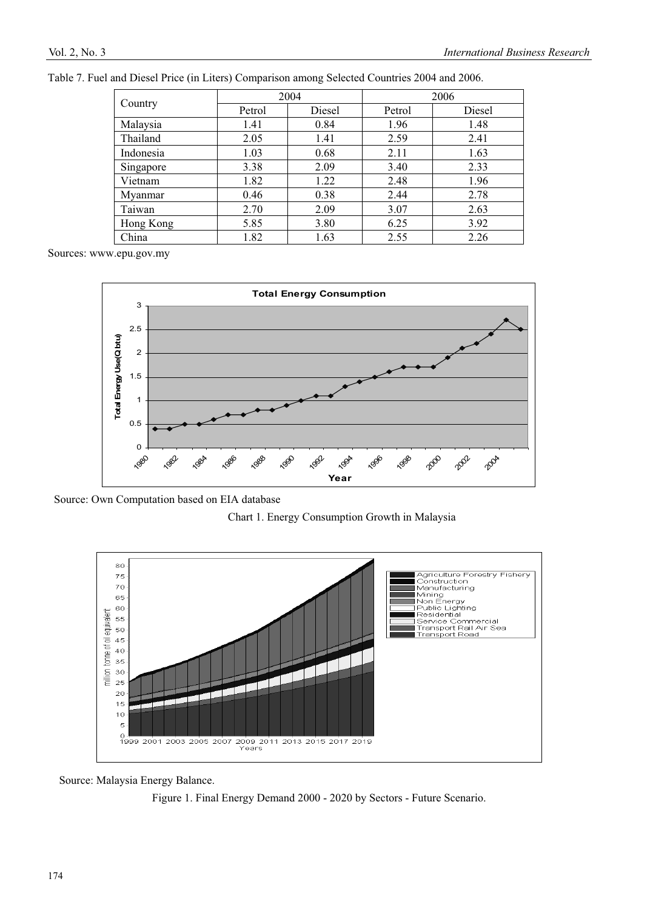Table 7. Fuel and Diesel Price (in Liters) Comparison among Selected Countries 2004 and 2006.

| Country | 2004 | | 2006 | |
|---|---|---|---|---|
| | Petrol | Diesel | Petrol | Diesel |
| Malaysia | 1.41 | 0.84 | 1.96 | 1.48 |
| Thailand | 2.05 | 1.41 | 2.59 | 2.41 |
| Indonesia | 1.03 | 0.68 | 2.11 | 1.63 |
| Singapore | 3.38 | 2.09 | 3.40 | 2.33 |
| Vietnam | 1.82 | 1.22 | 2.48 | 1.96 |
| Myanmar | 0.46 | 0.38 | 2.44 | 2.78 |
| Taiwan | 2.70 | 2.09 | 3.07 | 2.63 |
| Hong Kong | 5.85 | 3.80 | 6.25 | 3.92 |
| China | 1.82 | 1.63 | 2.55 | 2.26 |

Sources: www.epu.gov.my

Source: Own Computation based on EIA database

Chart 1. Energy Consumption Growth in Malaysia

Source: Malaysia Energy Balance.

Figure 1. Final Energy Demand 2000 - 2020 by Sectors - Future Scenario.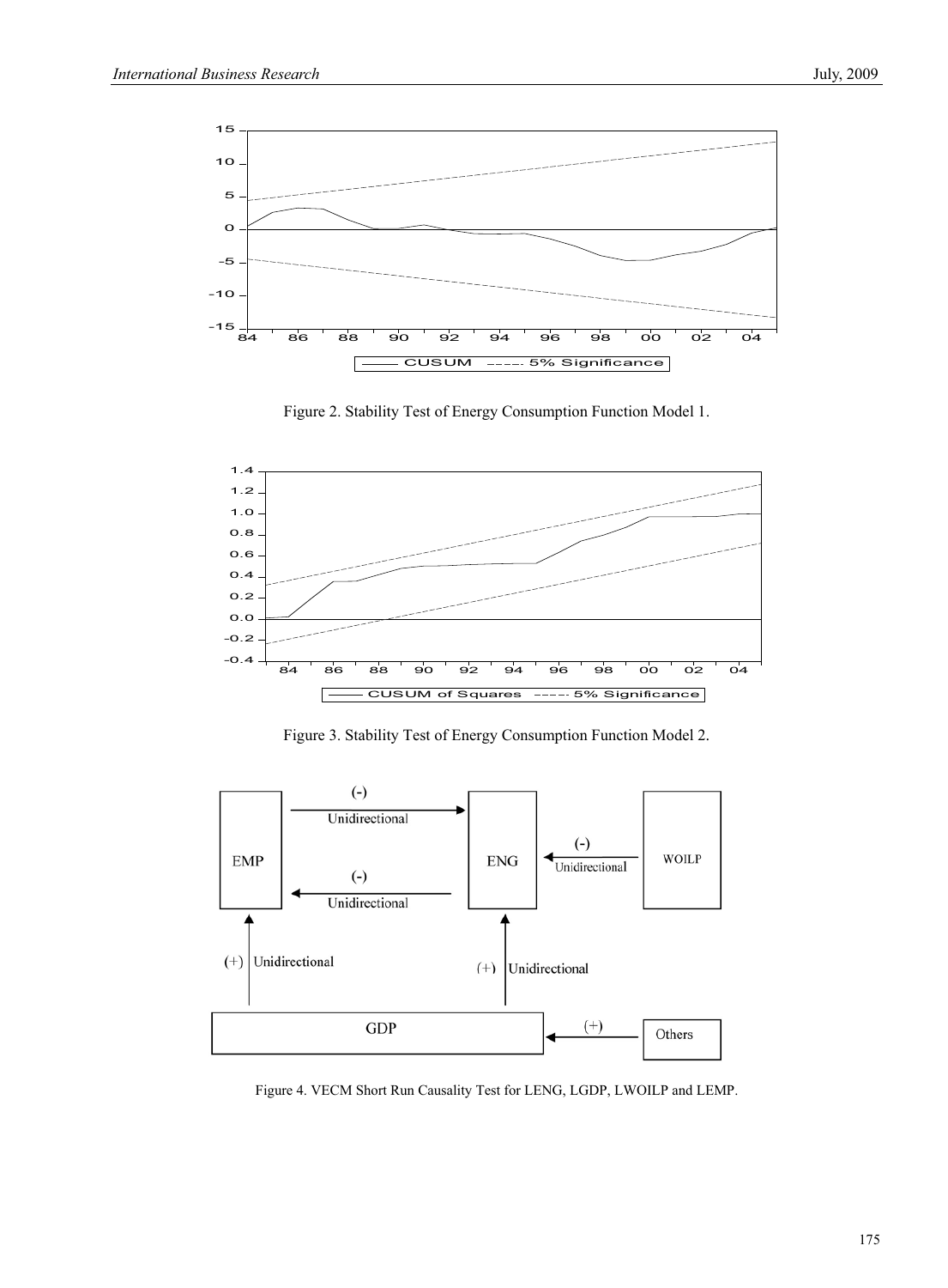15
10
5
0
-5
-10
-15
84 86 88 90 92 94 96 98 00 02 04

CUSUM ----- 5% Significance

Figure 2. Stability Test of Energy Consumption Function Model 1.

1.4
1.2
1.0
0.8
0.6
0.4
0.2
0.0
-0.2
-0.4
84 86 88 90 92 94 96 98 00 02 04

CUSUM of Squares ----- 5% Significance

Figure 3. Stability Test of Energy Consumption Function Model 2.

EMP

ENG

WOILP

GDP

Others

(-) Unidirectional

(-) Unidirectional

(-) Unidirectional

(+) Unidirectional

(+) Unidirectional

(+)

Figure 4. VECM Short Run Causality Test for LENG, LGDP, LWOILP and LEMP.